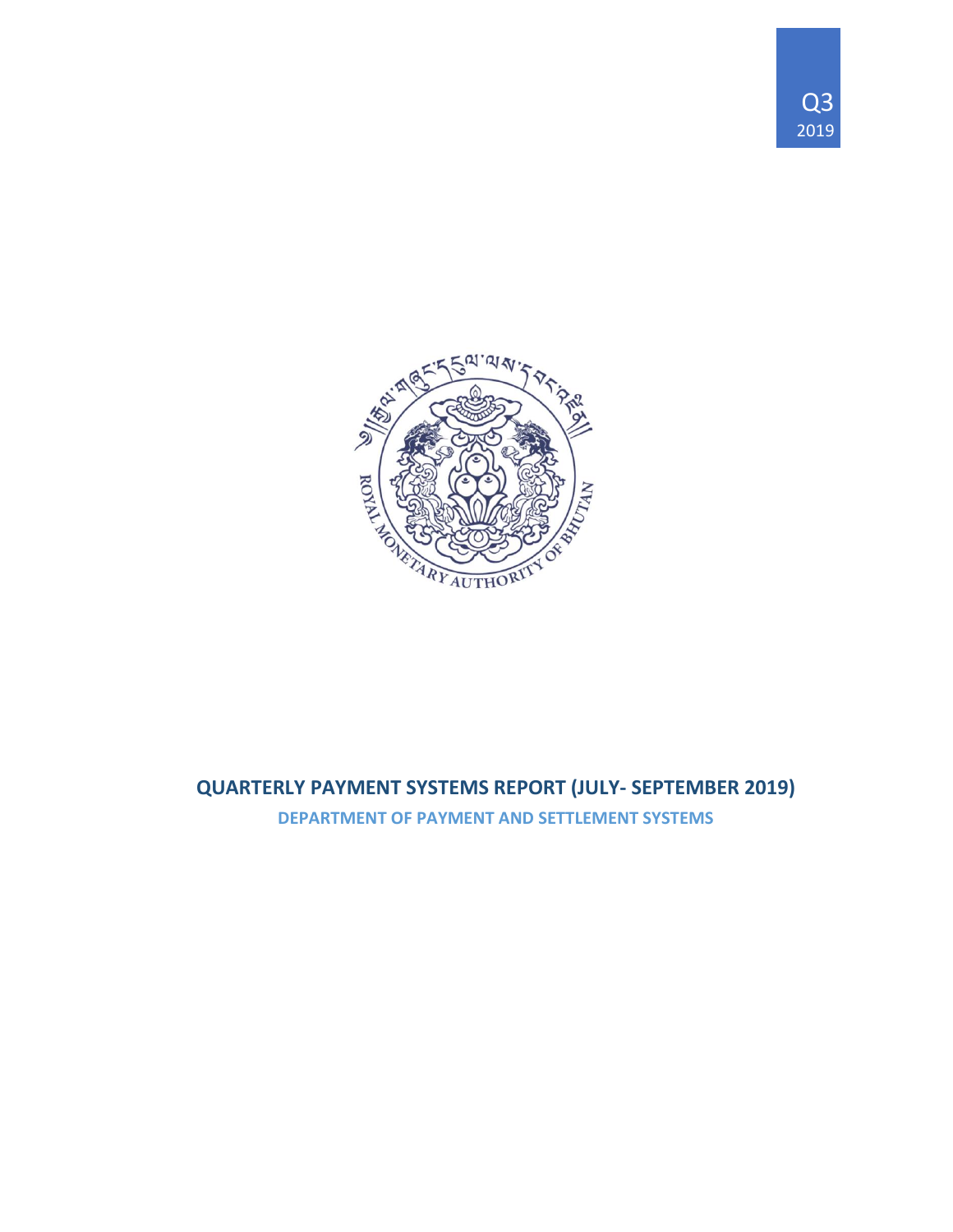Q3
2019

# QUARTERLY PAYMENT SYSTEMS REPORT (JULY- SEPTEMBER 2019)

## DEPARTMENT OF PAYMENT AND SETTLEMENT SYSTEMS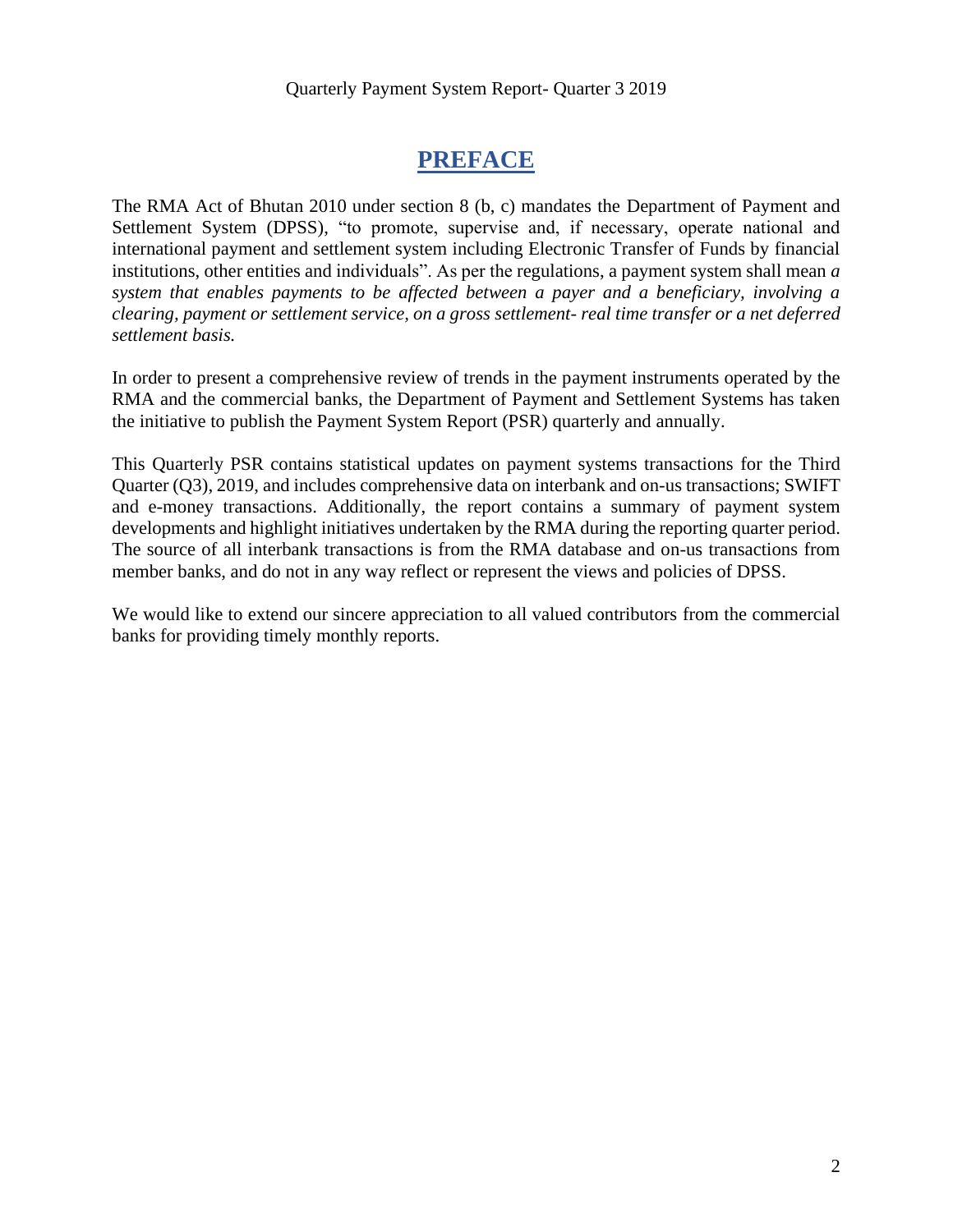# PREFACE

The RMA Act of Bhutan 2010 under section 8 (b, c) mandates the Department of Payment and Settlement System (DPSS), "to promote, supervise and, if necessary, operate national and international payment and settlement system including Electronic Transfer of Funds by financial institutions, other entities and individuals". As per the regulations, a payment system shall mean *a system that enables payments to be affected between a payer and a beneficiary, involving a clearing, payment or settlement service, on a gross settlement- real time transfer or a net deferred settlement basis.*

In order to present a comprehensive review of trends in the payment instruments operated by the RMA and the commercial banks, the Department of Payment and Settlement Systems has taken the initiative to publish the Payment System Report (PSR) quarterly and annually.

This Quarterly PSR contains statistical updates on payment systems transactions for the Third Quarter (Q3), 2019, and includes comprehensive data on interbank and on-us transactions; SWIFT and e-money transactions. Additionally, the report contains a summary of payment system developments and highlight initiatives undertaken by the RMA during the reporting quarter period. The source of all interbank transactions is from the RMA database and on-us transactions from member banks, and do not in any way reflect or represent the views and policies of DPSS.

We would like to extend our sincere appreciation to all valued contributors from the commercial banks for providing timely monthly reports.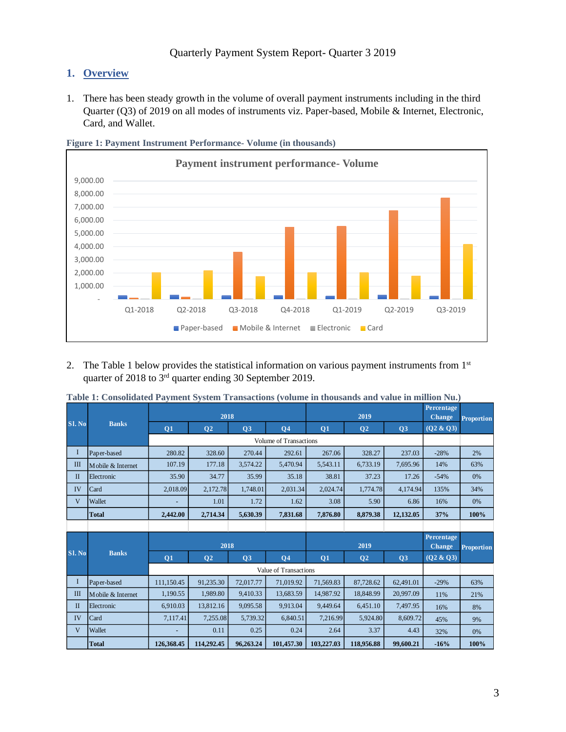Quarterly Payment System Report- Quarter 3 2019

# 1. Overview

1. There has been steady growth in the volume of overall payment instruments including in the third Quarter (Q3) of 2019 on all modes of instruments viz. Paper-based, Mobile & Internet, Electronic, Card, and Wallet.

**Figure 1: Payment Instrument Performance- Volume (in thousands)**

2. The Table 1 below provides the statistical information on various payment instruments from 1st quarter of 2018 to 3rd quarter ending 30 September 2019.

**Table 1: Consolidated Payment System Transactions (volume in thousands and value in million Nu.)**

| Sl. No | Banks | 2018 | | | | 2019 | | | Percentage Change | Proportion |
|---|---|---|---|---|---|---|---|---|---|---|
| | | Q1 | Q2 | Q3 | Q4 | Q1 | Q2 | Q3 | (Q2 & Q3) | |
| | | Volume of Transactions | | | | | | | | |
| I | Paper-based | 280.82 | 328.60 | 270.44 | 292.61 | 267.06 | 328.27 | 237.03 | -28% | 2% |
| III | Mobile & Internet | 107.19 | 177.18 | 3,574.22 | 5,470.94 | 5,543.11 | 6,733.19 | 7,695.96 | 14% | 63% |
| II | Electronic | 35.90 | 34.77 | 35.99 | 35.18 | 38.81 | 37.23 | 17.26 | -54% | 0% |
| IV | Card | 2,018.09 | 2,172.78 | 1,748.01 | 2,031.34 | 2,024.74 | 1,774.78 | 4,174.94 | 135% | 34% |
| V | Wallet | - | 1.01 | 1.72 | 1.62 | 3.08 | 5.90 | 6.86 | 16% | 0% |
| | **Total** | **2,442.00** | **2,714.34** | **5,630.39** | **7,831.68** | **7,876.80** | **8,879.38** | **12,132.05** | **37%** | **100%** |

| Sl. No | Banks | 2018 | | | | 2019 | | | Percentage Change | Proportion |
|---|---|---|---|---|---|---|---|---|---|---|
| | | Q1 | Q2 | Q3 | Q4 | Q1 | Q2 | Q3 | (Q2 & Q3) | |
| | | Value of Transactions | | | | | | | | |
| I | Paper-based | 111,150.45 | 91,235.30 | 72,017.77 | 71,019.92 | 71,569.83 | 87,728.62 | 62,491.01 | -29% | 63% |
| III | Mobile & Internet | 1,190.55 | 1,989.80 | 9,410.33 | 13,683.59 | 14,987.92 | 18,848.99 | 20,997.09 | 11% | 21% |
| II | Electronic | 6,910.03 | 13,812.16 | 9,095.58 | 9,913.04 | 9,449.64 | 6,451.10 | 7,497.95 | 16% | 8% |
| IV | Card | 7,117.41 | 7,255.08 | 5,739.32 | 6,840.51 | 7,216.99 | 5,924.80 | 8,609.72 | 45% | 9% |
| V | Wallet | - | 0.11 | 0.25 | 0.24 | 2.64 | 3.37 | 4.43 | 32% | 0% |
| | **Total** | **126,368.45** | **114,292.45** | **96,263.24** | **101,457.30** | **103,227.03** | **118,956.88** | **99,600.21** | **-16%** | **100%** |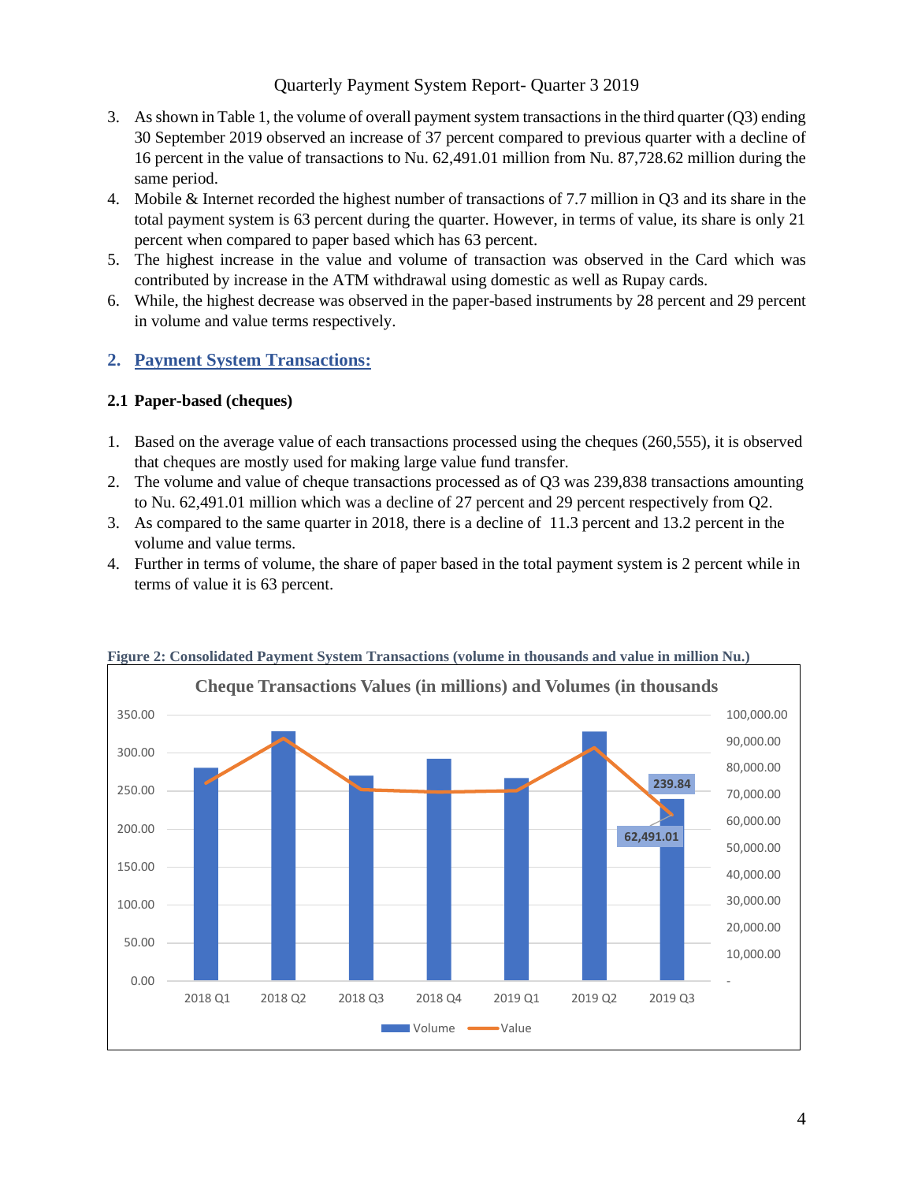3. As shown in Table 1, the volume of overall payment system transactions in the third quarter (Q3) ending 30 September 2019 observed an increase of 37 percent compared to previous quarter with a decline of 16 percent in the value of transactions to Nu. 62,491.01 million from Nu. 87,728.62 million during the same period.
4. Mobile & Internet recorded the highest number of transactions of 7.7 million in Q3 and its share in the total payment system is 63 percent during the quarter. However, in terms of value, its share is only 21 percent when compared to paper based which has 63 percent.
5. The highest increase in the value and volume of transaction was observed in the Card which was contributed by increase in the ATM withdrawal using domestic as well as Rupay cards.
6. While, the highest decrease was observed in the paper-based instruments by 28 percent and 29 percent in volume and value terms respectively.

## 2. Payment System Transactions:

### 2.1 Paper-based (cheques)

1. Based on the average value of each transactions processed using the cheques (260,555), it is observed that cheques are mostly used for making large value fund transfer.
2. The volume and value of cheque transactions processed as of Q3 was 239,838 transactions amounting to Nu. 62,491.01 million which was a decline of 27 percent and 29 percent respectively from Q2.
3. As compared to the same quarter in 2018, there is a decline of 11.3 percent and 13.2 percent in the volume and value terms.
4. Further in terms of volume, the share of paper based in the total payment system is 2 percent while in terms of value it is 63 percent.

**Figure 2: Consolidated Payment System Transactions (volume in thousands and value in million Nu.)**

Cheque Transactions Values (in millions) and Volumes (in thousands

| | 2018 Q1 | 2018 Q2 | 2018 Q3 | 2018 Q4 | 2019 Q1 | 2019 Q2 | 2019 Q3 |
|---|---|---|---|---|---|---|---|
| Volume | | | | | | | 239.84 |
| Value | | | | | | | 62,491.01 |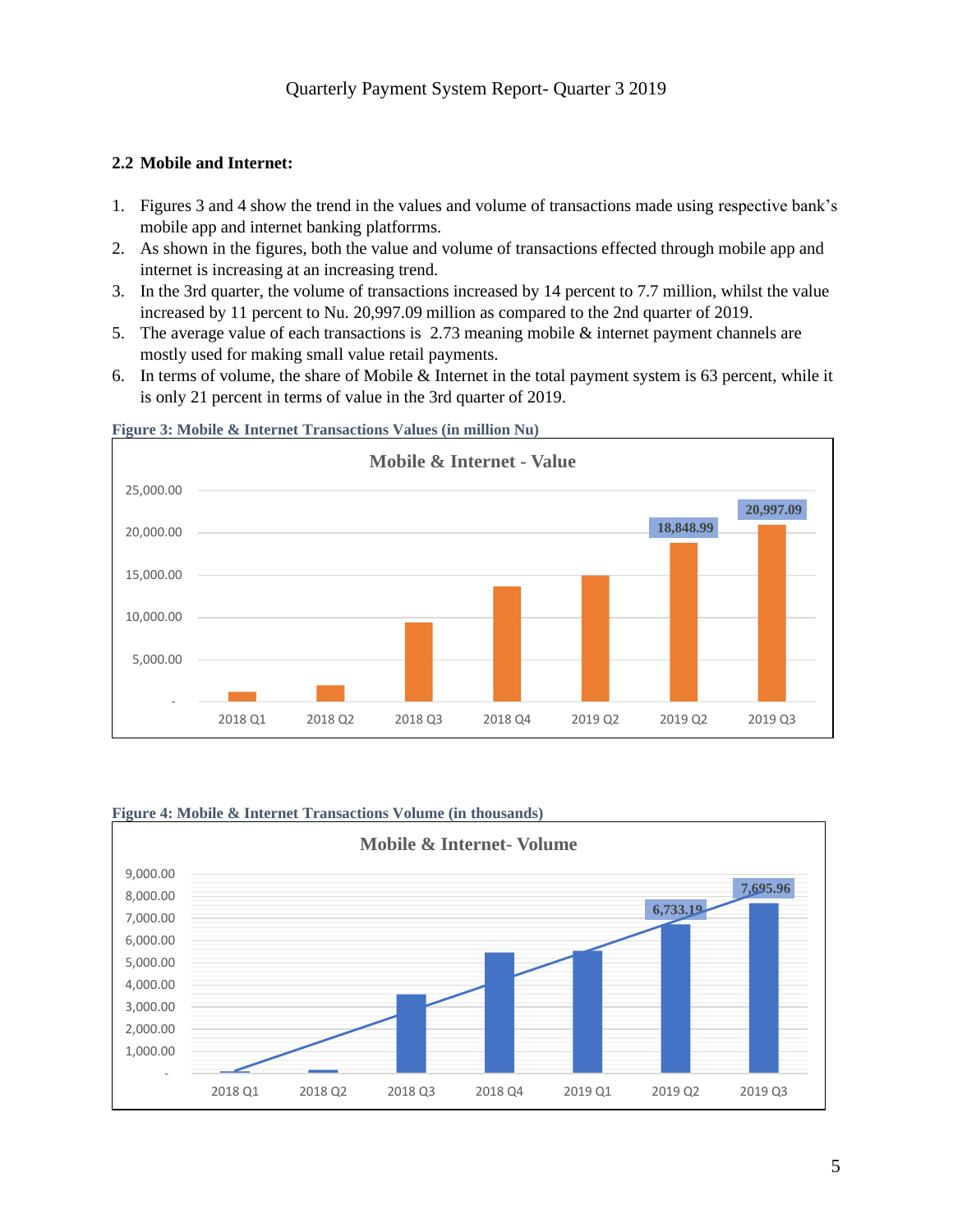## 2.2 Mobile and Internet:

1. Figures 3 and 4 show the trend in the values and volume of transactions made using respective bank's mobile app and internet banking platforrms.
2. As shown in the figures, both the value and volume of transactions effected through mobile app and internet is increasing at an increasing trend.
3. In the 3rd quarter, the volume of transactions increased by 14 percent to 7.7 million, whilst the value increased by 11 percent to Nu. 20,997.09 million as compared to the 2nd quarter of 2019.
5. The average value of each transactions is 2.73 meaning mobile & internet payment channels are mostly used for making small value retail payments.
6. In terms of volume, the share of Mobile & Internet in the total payment system is 63 percent, while it is only 21 percent in terms of value in the 3rd quarter of 2019.

**Figure 3: Mobile & Internet Transactions Values (in million Nu)**

**Mobile & Internet - Value**

| Quarter | Value |
|---|---|
| 2018 Q1 | |
| 2018 Q2 | |
| 2018 Q3 | |
| 2018 Q4 | |
| 2019 Q2 | |
| 2019 Q2 | 18,848.99 |
| 2019 Q3 | 20,997.09 |

**Figure 4: Mobile & Internet Transactions Volume (in thousands)**

**Mobile & Internet- Volume**

| Quarter | Volume |
|---|---|
| 2018 Q1 | |
| 2018 Q2 | |
| 2018 Q3 | |
| 2018 Q4 | |
| 2019 Q1 | |
| 2019 Q2 | 6,733.19 |
| 2019 Q3 | 7,695.96 |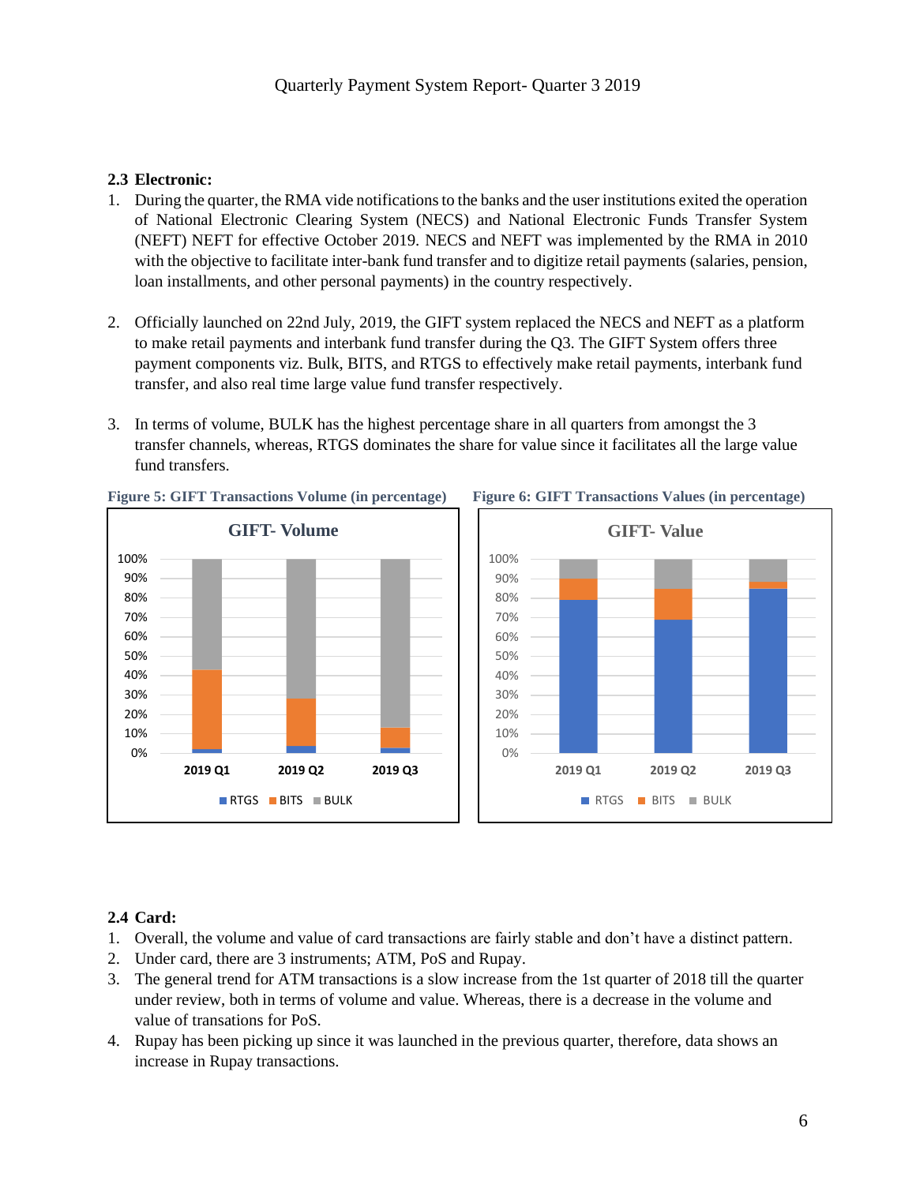## 2.3 Electronic:

1. During the quarter, the RMA vide notifications to the banks and the user institutions exited the operation of National Electronic Clearing System (NECS) and National Electronic Funds Transfer System (NEFT) NEFT for effective October 2019. NECS and NEFT was implemented by the RMA in 2010 with the objective to facilitate inter-bank fund transfer and to digitize retail payments (salaries, pension, loan installments, and other personal payments) in the country respectively.

2. Officially launched on 22nd July, 2019, the GIFT system replaced the NECS and NEFT as a platform to make retail payments and interbank fund transfer during the Q3. The GIFT System offers three payment components viz. Bulk, BITS, and RTGS to effectively make retail payments, interbank fund transfer, and also real time large value fund transfer respectively.

3. In terms of volume, BULK has the highest percentage share in all quarters from amongst the 3 transfer channels, whereas, RTGS dominates the share for value since it facilitates all the large value fund transfers.

**Figure 5: GIFT Transactions Volume (in percentage)**

**Figure 6: GIFT Transactions Values (in percentage)**

## 2.4 Card:

1. Overall, the volume and value of card transactions are fairly stable and don't have a distinct pattern.
2. Under card, there are 3 instruments; ATM, PoS and Rupay.
3. The general trend for ATM transactions is a slow increase from the 1st quarter of 2018 till the quarter under review, both in terms of volume and value. Whereas, there is a decrease in the volume and value of transations for PoS.
4. Rupay has been picking up since it was launched in the previous quarter, therefore, data shows an increase in Rupay transactions.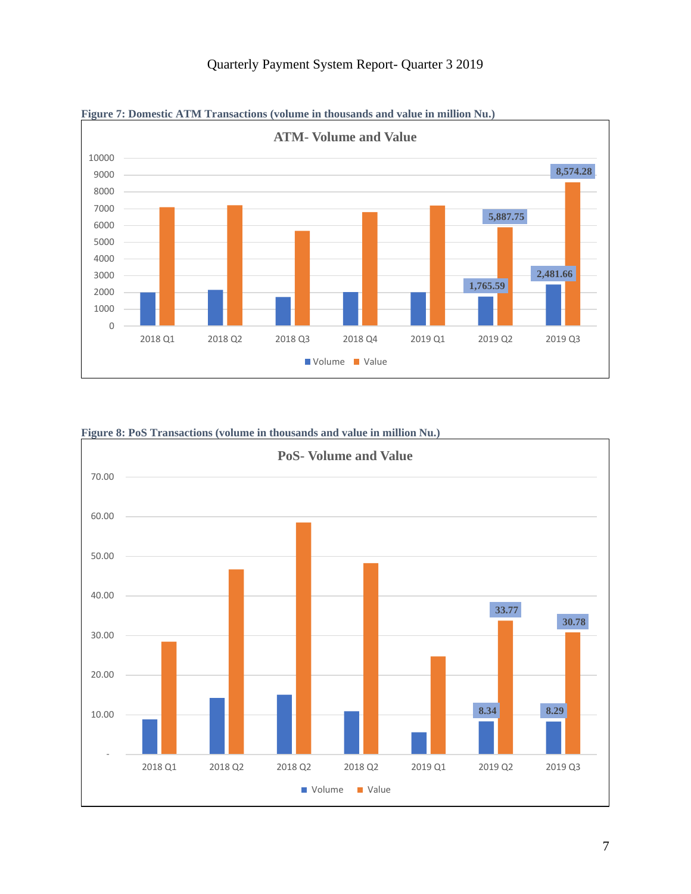Figure 7: Domestic ATM Transactions (volume in thousands and value in million Nu.)

Figure 8: PoS Transactions (volume in thousands and value in million Nu.)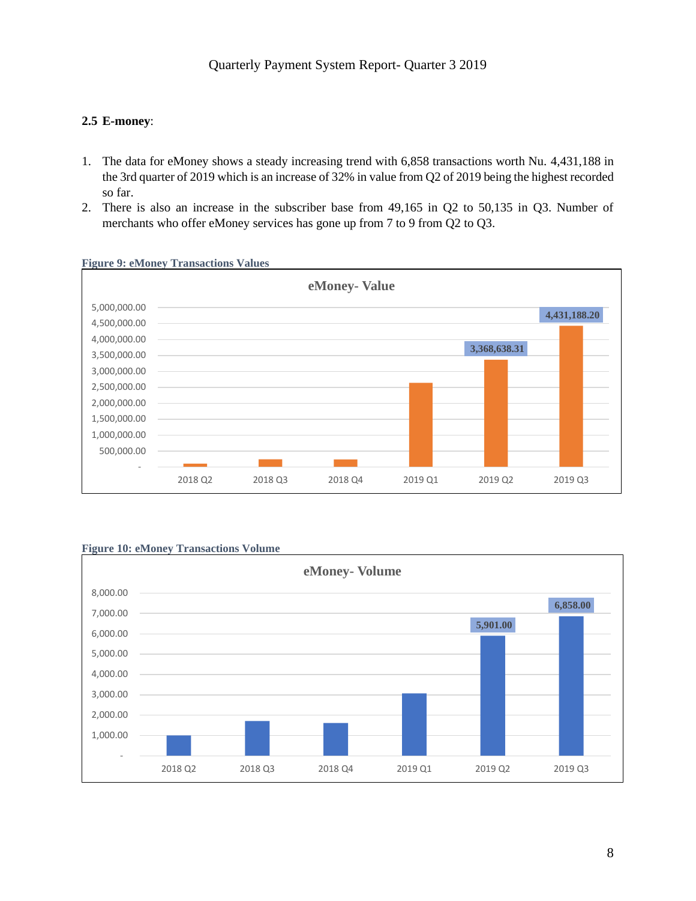### 2.5 E-money:

1. The data for eMoney shows a steady increasing trend with 6,858 transactions worth Nu. 4,431,188 in the 3rd quarter of 2019 which is an increase of 32% in value from Q2 of 2019 being the highest recorded so far.
2. There is also an increase in the subscriber base from 49,165 in Q2 to 50,135 in Q3. Number of merchants who offer eMoney services has gone up from 7 to 9 from Q2 to Q3.

**Figure 9: eMoney Transactions Values**

**Figure 10: eMoney Transactions Volume**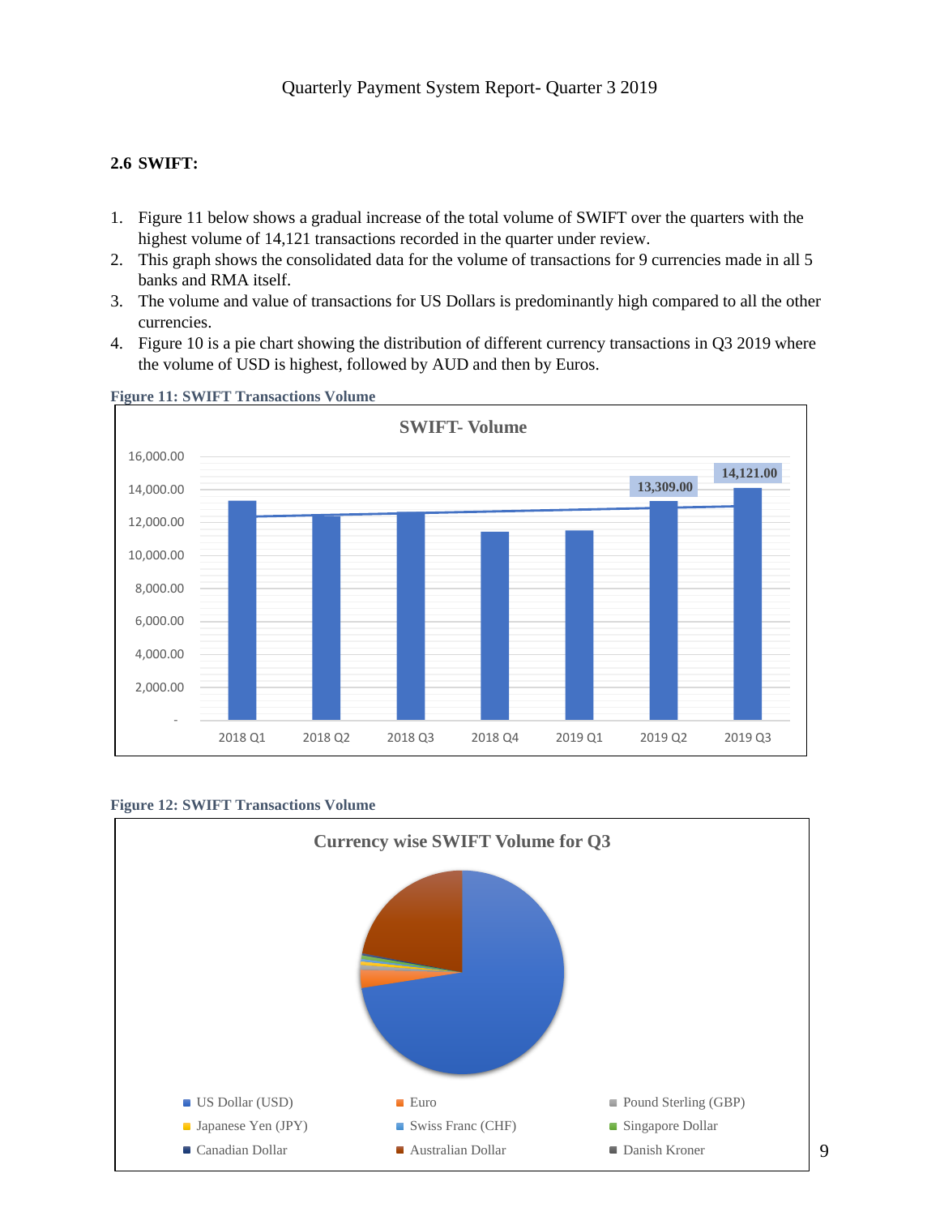### 2.6 SWIFT:

1. Figure 11 below shows a gradual increase of the total volume of SWIFT over the quarters with the highest volume of 14,121 transactions recorded in the quarter under review.
2. This graph shows the consolidated data for the volume of transactions for 9 currencies made in all 5 banks and RMA itself.
3. The volume and value of transactions for US Dollars is predominantly high compared to all the other currencies.
4. Figure 10 is a pie chart showing the distribution of different currency transactions in Q3 2019 where the volume of USD is highest, followed by AUD and then by Euros.

**Figure 11: SWIFT Transactions Volume**

SWIFT- Volume

| Quarter | Volume |
|---|---|
| 2018 Q1 | |
| 2018 Q2 | |
| 2018 Q3 | |
| 2018 Q4 | |
| 2019 Q1 | |
| 2019 Q2 | 13,309.00 |
| 2019 Q3 | 14,121.00 |

**Figure 12: SWIFT Transactions Volume**

Currency wise SWIFT Volume for Q3

US Dollar (USD), Euro, Pound Sterling (GBP), Japanese Yen (JPY), Swiss Franc (CHF), Singapore Dollar, Canadian Dollar, Australian Dollar, Danish Kroner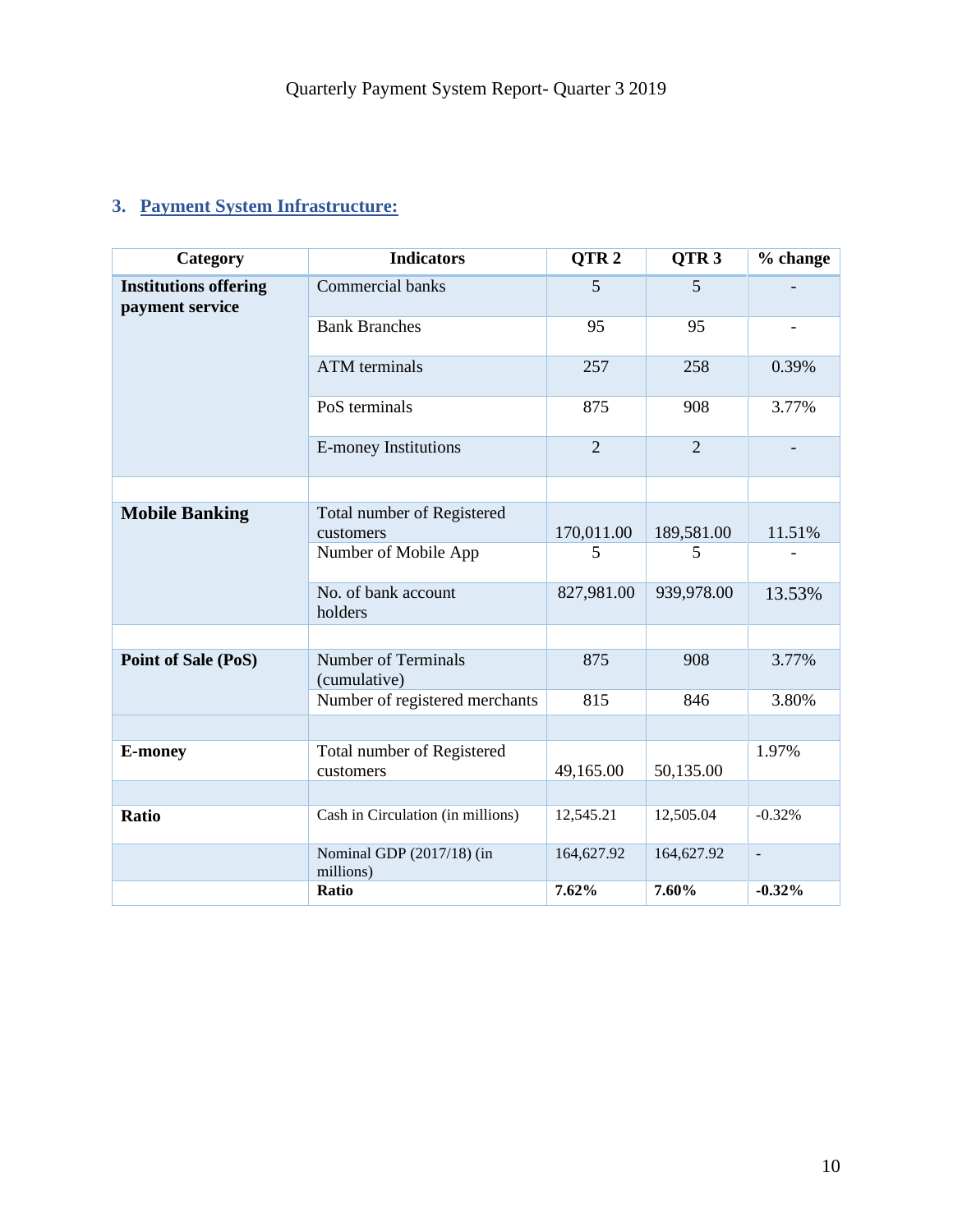## 3. Payment System Infrastructure:

| Category | Indicators | QTR 2 | QTR 3 | % change |
|---|---|---|---|---|
| **Institutions offering payment service** | Commercial banks | 5 | 5 | - |
| | Bank Branches | 95 | 95 | - |
| | ATM terminals | 257 | 258 | 0.39% |
| | PoS terminals | 875 | 908 | 3.77% |
| | E-money Institutions | 2 | 2 | - |
| | | | | |
| **Mobile Banking** | Total number of Registered customers | 170,011.00 | 189,581.00 | 11.51% |
| | Number of Mobile App | 5 | 5 | - |
| | No. of bank account holders | 827,981.00 | 939,978.00 | 13.53% |
| | | | | |
| **Point of Sale (PoS)** | Number of Terminals (cumulative) | 875 | 908 | 3.77% |
| | Number of registered merchants | 815 | 846 | 3.80% |
| | | | | |
| **E-money** | Total number of Registered customers | 49,165.00 | 50,135.00 | 1.97% |
| | | | | |
| **Ratio** | Cash in Circulation (in millions) | 12,545.21 | 12,505.04 | -0.32% |
| | Nominal GDP (2017/18) (in millions) | 164,627.92 | 164,627.92 | - |
| | **Ratio** | **7.62%** | **7.60%** | **-0.32%** |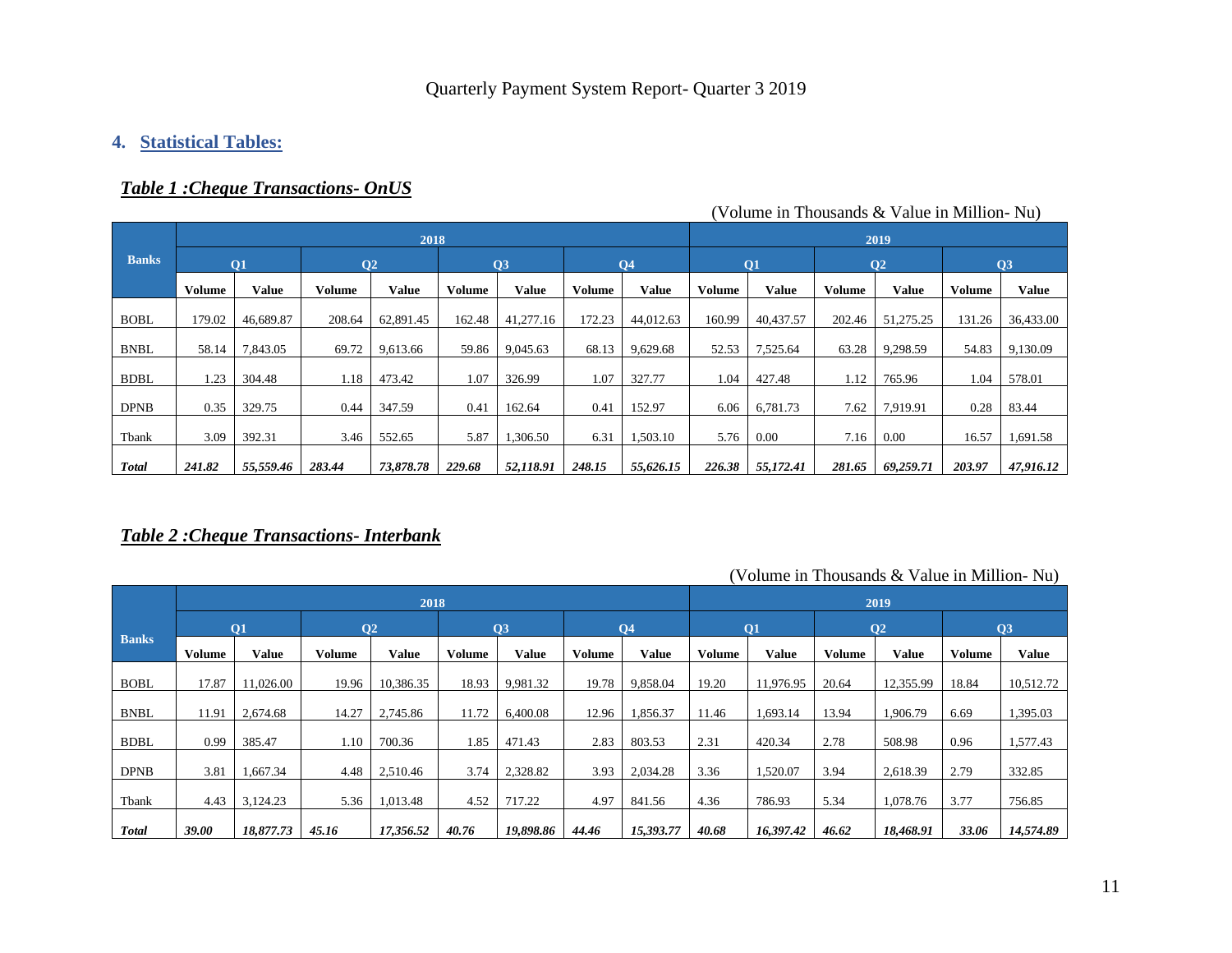## 4. Statistical Tables:

### *Table 1 :Cheque Transactions- OnUS*

(Volume in Thousands & Value in Million- Nu)

| Banks | 2018 | | | | | | | | 2019 | | | | | |
|---|---|---|---|---|---|---|---|---|---|---|---|---|---|---|
| | Q1 | | Q2 | | Q3 | | Q4 | | Q1 | | Q2 | | Q3 | |
| | Volume | Value | Volume | Value | Volume | Value | Volume | Value | Volume | Value | Volume | Value | Volume | Value |
| BOBL | 179.02 | 46,689.87 | 208.64 | 62,891.45 | 162.48 | 41,277.16 | 172.23 | 44,012.63 | 160.99 | 40,437.57 | 202.46 | 51,275.25 | 131.26 | 36,433.00 |
| BNBL | 58.14 | 7,843.05 | 69.72 | 9,613.66 | 59.86 | 9,045.63 | 68.13 | 9,629.68 | 52.53 | 7,525.64 | 63.28 | 9,298.59 | 54.83 | 9,130.09 |
| BDBL | 1.23 | 304.48 | 1.18 | 473.42 | 1.07 | 326.99 | 1.07 | 327.77 | 1.04 | 427.48 | 1.12 | 765.96 | 1.04 | 578.01 |
| DPNB | 0.35 | 329.75 | 0.44 | 347.59 | 0.41 | 162.64 | 0.41 | 152.97 | 6.06 | 6,781.73 | 7.62 | 7,919.91 | 0.28 | 83.44 |
| Tbank | 3.09 | 392.31 | 3.46 | 552.65 | 5.87 | 1,306.50 | 6.31 | 1,503.10 | 5.76 | 0.00 | 7.16 | 0.00 | 16.57 | 1,691.58 |
| ***Total*** | ***241.82*** | ***55,559.46*** | ***283.44*** | ***73,878.78*** | ***229.68*** | ***52,118.91*** | ***248.15*** | ***55,626.15*** | ***226.38*** | ***55,172.41*** | ***281.65*** | ***69,259.71*** | ***203.97*** | ***47,916.12*** |

### *Table 2 :Cheque Transactions- Interbank*

(Volume in Thousands & Value in Million- Nu)

| Banks | 2018 | | | | | | | | 2019 | | | | | |
|---|---|---|---|---|---|---|---|---|---|---|---|---|---|---|
| | Q1 | | Q2 | | Q3 | | Q4 | | Q1 | | Q2 | | Q3 | |
| | Volume | Value | Volume | Value | Volume | Value | Volume | Value | Volume | Value | Volume | Value | Volume | Value |
| BOBL | 17.87 | 11,026.00 | 19.96 | 10,386.35 | 18.93 | 9,981.32 | 19.78 | 9,858.04 | 19.20 | 11,976.95 | 20.64 | 12,355.99 | 18.84 | 10,512.72 |
| BNBL | 11.91 | 2,674.68 | 14.27 | 2,745.86 | 11.72 | 6,400.08 | 12.96 | 1,856.37 | 11.46 | 1,693.14 | 13.94 | 1,906.79 | 6.69 | 1,395.03 |
| BDBL | 0.99 | 385.47 | 1.10 | 700.36 | 1.85 | 471.43 | 2.83 | 803.53 | 2.31 | 420.34 | 2.78 | 508.98 | 0.96 | 1,577.43 |
| DPNB | 3.81 | 1,667.34 | 4.48 | 2,510.46 | 3.74 | 2,328.82 | 3.93 | 2,034.28 | 3.36 | 1,520.07 | 3.94 | 2,618.39 | 2.79 | 332.85 |
| Tbank | 4.43 | 3,124.23 | 5.36 | 1,013.48 | 4.52 | 717.22 | 4.97 | 841.56 | 4.36 | 786.93 | 5.34 | 1,078.76 | 3.77 | 756.85 |
| ***Total*** | ***39.00*** | ***18,877.73*** | ***45.16*** | ***17,356.52*** | ***40.76*** | ***19,898.86*** | ***44.46*** | ***15,393.77*** | ***40.68*** | ***16,397.42*** | ***46.62*** | ***18,468.91*** | ***33.06*** | ***14,574.89*** |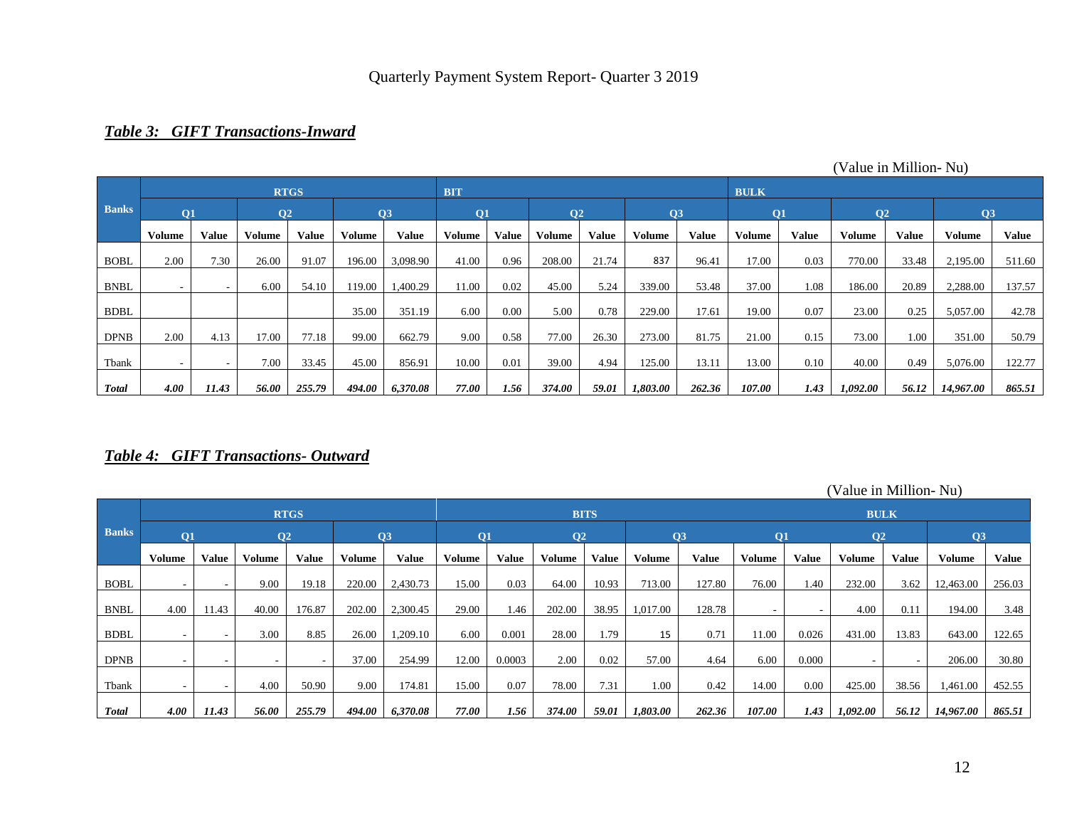Quarterly Payment System Report- Quarter 3 2019

### *Table 3: GIFT Transactions-Inward*

(Value in Million- Nu)

| Banks | RTGS | | | | | | BIT | | | | | | BULK | | | | | |
|---|---|---|---|---|---|---|---|---|---|---|---|---|---|---|---|---|---|---|
| | Q1 | | Q2 | | Q3 | | Q1 | | Q2 | | Q3 | | Q1 | | Q2 | | Q3 | |
| | Volume | Value | Volume | Value | Volume | Value | Volume | Value | Volume | Value | Volume | Value | Volume | Value | Volume | Value | Volume | Value |
| BOBL | 2.00 | 7.30 | 26.00 | 91.07 | 196.00 | 3,098.90 | 41.00 | 0.96 | 208.00 | 21.74 | 837 | 96.41 | 17.00 | 0.03 | 770.00 | 33.48 | 2,195.00 | 511.60 |
| BNBL | - | - | 6.00 | 54.10 | 119.00 | 1,400.29 | 11.00 | 0.02 | 45.00 | 5.24 | 339.00 | 53.48 | 37.00 | 1.08 | 186.00 | 20.89 | 2,288.00 | 137.57 |
| BDBL | | | | | 35.00 | 351.19 | 6.00 | 0.00 | 5.00 | 0.78 | 229.00 | 17.61 | 19.00 | 0.07 | 23.00 | 0.25 | 5,057.00 | 42.78 |
| DPNB | 2.00 | 4.13 | 17.00 | 77.18 | 99.00 | 662.79 | 9.00 | 0.58 | 77.00 | 26.30 | 273.00 | 81.75 | 21.00 | 0.15 | 73.00 | 1.00 | 351.00 | 50.79 |
| Tbank | - | - | 7.00 | 33.45 | 45.00 | 856.91 | 10.00 | 0.01 | 39.00 | 4.94 | 125.00 | 13.11 | 13.00 | 0.10 | 40.00 | 0.49 | 5,076.00 | 122.77 |
| ***Total*** | ***4.00*** | ***11.43*** | ***56.00*** | ***255.79*** | ***494.00*** | ***6,370.08*** | ***77.00*** | ***1.56*** | ***374.00*** | ***59.01*** | ***1,803.00*** | ***262.36*** | ***107.00*** | ***1.43*** | ***1,092.00*** | ***56.12*** | ***14,967.00*** | ***865.51*** |

### *Table 4: GIFT Transactions- Outward*

(Value in Million- Nu)

| Banks | RTGS | | | | | | BITS | | | | | | BULK | | | | | |
|---|---|---|---|---|---|---|---|---|---|---|---|---|---|---|---|---|---|---|
| | Q1 | | Q2 | | Q3 | | Q1 | | Q2 | | Q3 | | Q1 | | Q2 | | Q3 | |
| | Volume | Value | Volume | Value | Volume | Value | Volume | Value | Volume | Value | Volume | Value | Volume | Value | Volume | Value | Volume | Value |
| BOBL | - | - | 9.00 | 19.18 | 220.00 | 2,430.73 | 15.00 | 0.03 | 64.00 | 10.93 | 713.00 | 127.80 | 76.00 | 1.40 | 232.00 | 3.62 | 12,463.00 | 256.03 |
| BNBL | 4.00 | 11.43 | 40.00 | 176.87 | 202.00 | 2,300.45 | 29.00 | 1.46 | 202.00 | 38.95 | 1,017.00 | 128.78 | - | - | 4.00 | 0.11 | 194.00 | 3.48 |
| BDBL | - | - | 3.00 | 8.85 | 26.00 | 1,209.10 | 6.00 | 0.001 | 28.00 | 1.79 | 15 | 0.71 | 11.00 | 0.026 | 431.00 | 13.83 | 643.00 | 122.65 |
| DPNB | - | - | - | - | 37.00 | 254.99 | 12.00 | 0.0003 | 2.00 | 0.02 | 57.00 | 4.64 | 6.00 | 0.000 | - | - | 206.00 | 30.80 |
| Tbank | - | - | 4.00 | 50.90 | 9.00 | 174.81 | 15.00 | 0.07 | 78.00 | 7.31 | 1.00 | 0.42 | 14.00 | 0.00 | 425.00 | 38.56 | 1,461.00 | 452.55 |
| ***Total*** | ***4.00*** | ***11.43*** | ***56.00*** | ***255.79*** | ***494.00*** | ***6,370.08*** | ***77.00*** | ***1.56*** | ***374.00*** | ***59.01*** | ***1,803.00*** | ***262.36*** | ***107.00*** | ***1.43*** | ***1,092.00*** | ***56.12*** | ***14,967.00*** | ***865.51*** |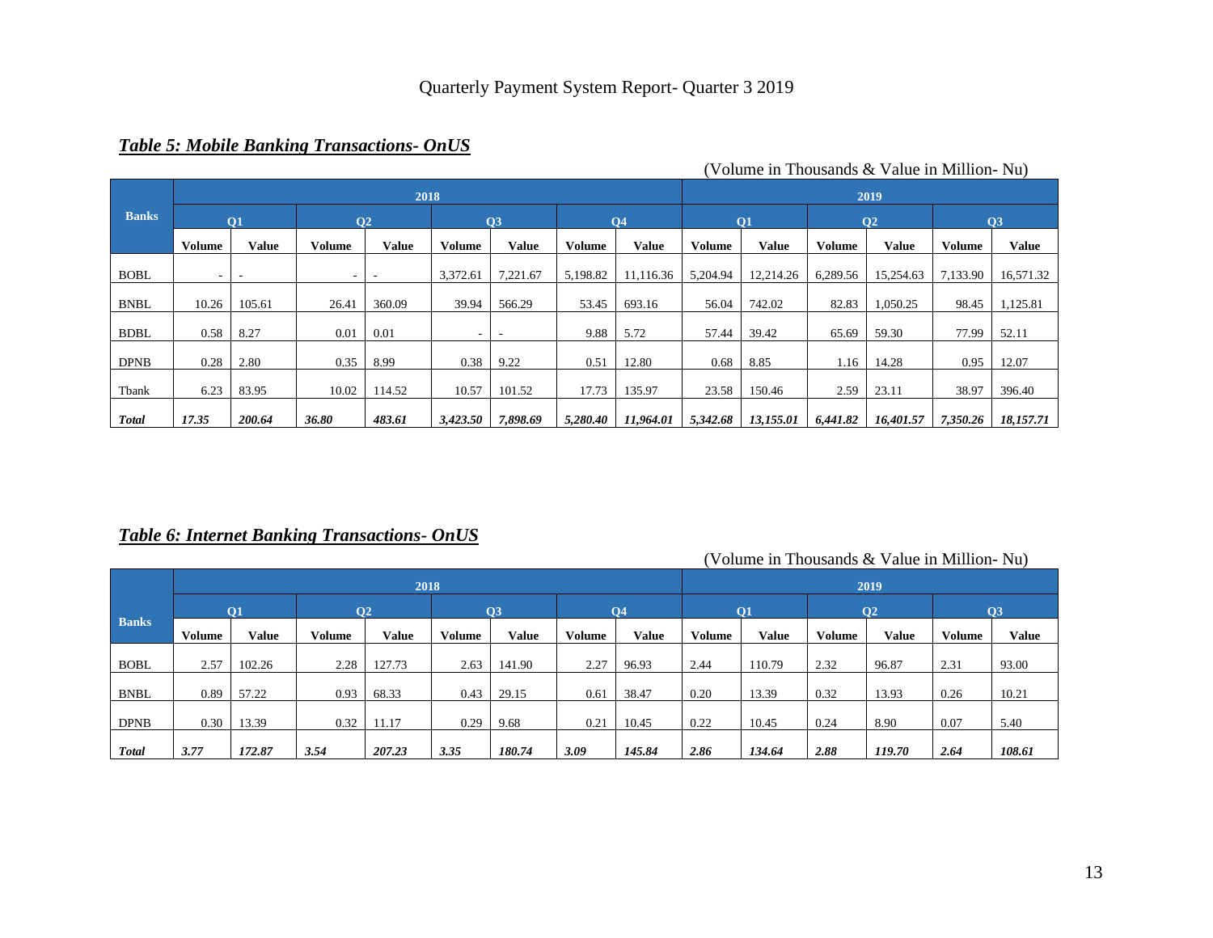### *Table 5: Mobile Banking Transactions- OnUS*

(Volume in Thousands & Value in Million- Nu)

| Banks | 2018 | | | | | | | | 2019 | | | | | |
|---|---|---|---|---|---|---|---|---|---|---|---|---|---|---|
| | Q1 | | Q2 | | Q3 | | Q4 | | Q1 | | Q2 | | Q3 | |
| | Volume | Value | Volume | Value | Volume | Value | Volume | Value | Volume | Value | Volume | Value | Volume | Value |
| BOBL | - | - | - | - | 3,372.61 | 7,221.67 | 5,198.82 | 11,116.36 | 5,204.94 | 12,214.26 | 6,289.56 | 15,254.63 | 7,133.90 | 16,571.32 |
| BNBL | 10.26 | 105.61 | 26.41 | 360.09 | 39.94 | 566.29 | 53.45 | 693.16 | 56.04 | 742.02 | 82.83 | 1,050.25 | 98.45 | 1,125.81 |
| BDBL | 0.58 | 8.27 | 0.01 | 0.01 | - | - | 9.88 | 5.72 | 57.44 | 39.42 | 65.69 | 59.30 | 77.99 | 52.11 |
| DPNB | 0.28 | 2.80 | 0.35 | 8.99 | 0.38 | 9.22 | 0.51 | 12.80 | 0.68 | 8.85 | 1.16 | 14.28 | 0.95 | 12.07 |
| Tbank | 6.23 | 83.95 | 10.02 | 114.52 | 10.57 | 101.52 | 17.73 | 135.97 | 23.58 | 150.46 | 2.59 | 23.11 | 38.97 | 396.40 |
| ***Total*** | ***17.35*** | ***200.64*** | ***36.80*** | ***483.61*** | ***3,423.50*** | ***7,898.69*** | ***5,280.40*** | ***11,964.01*** | ***5,342.68*** | ***13,155.01*** | ***6,441.82*** | ***16,401.57*** | ***7,350.26*** | ***18,157.71*** |

### *Table 6: Internet Banking Transactions- OnUS*

(Volume in Thousands & Value in Million- Nu)

| Banks | 2018 | | | | | | | | 2019 | | | | | |
|---|---|---|---|---|---|---|---|---|---|---|---|---|---|---|
| | Q1 | | Q2 | | Q3 | | Q4 | | Q1 | | Q2 | | Q3 | |
| | Volume | Value | Volume | Value | Volume | Value | Volume | Value | Volume | Value | Volume | Value | Volume | Value |
| BOBL | 2.57 | 102.26 | 2.28 | 127.73 | 2.63 | 141.90 | 2.27 | 96.93 | 2.44 | 110.79 | 2.32 | 96.87 | 2.31 | 93.00 |
| BNBL | 0.89 | 57.22 | 0.93 | 68.33 | 0.43 | 29.15 | 0.61 | 38.47 | 0.20 | 13.39 | 0.32 | 13.93 | 0.26 | 10.21 |
| DPNB | 0.30 | 13.39 | 0.32 | 11.17 | 0.29 | 9.68 | 0.21 | 10.45 | 0.22 | 10.45 | 0.24 | 8.90 | 0.07 | 5.40 |
| ***Total*** | ***3.77*** | ***172.87*** | ***3.54*** | ***207.23*** | ***3.35*** | ***180.74*** | ***3.09*** | ***145.84*** | ***2.86*** | ***134.64*** | ***2.88*** | ***119.70*** | ***2.64*** | ***108.61*** |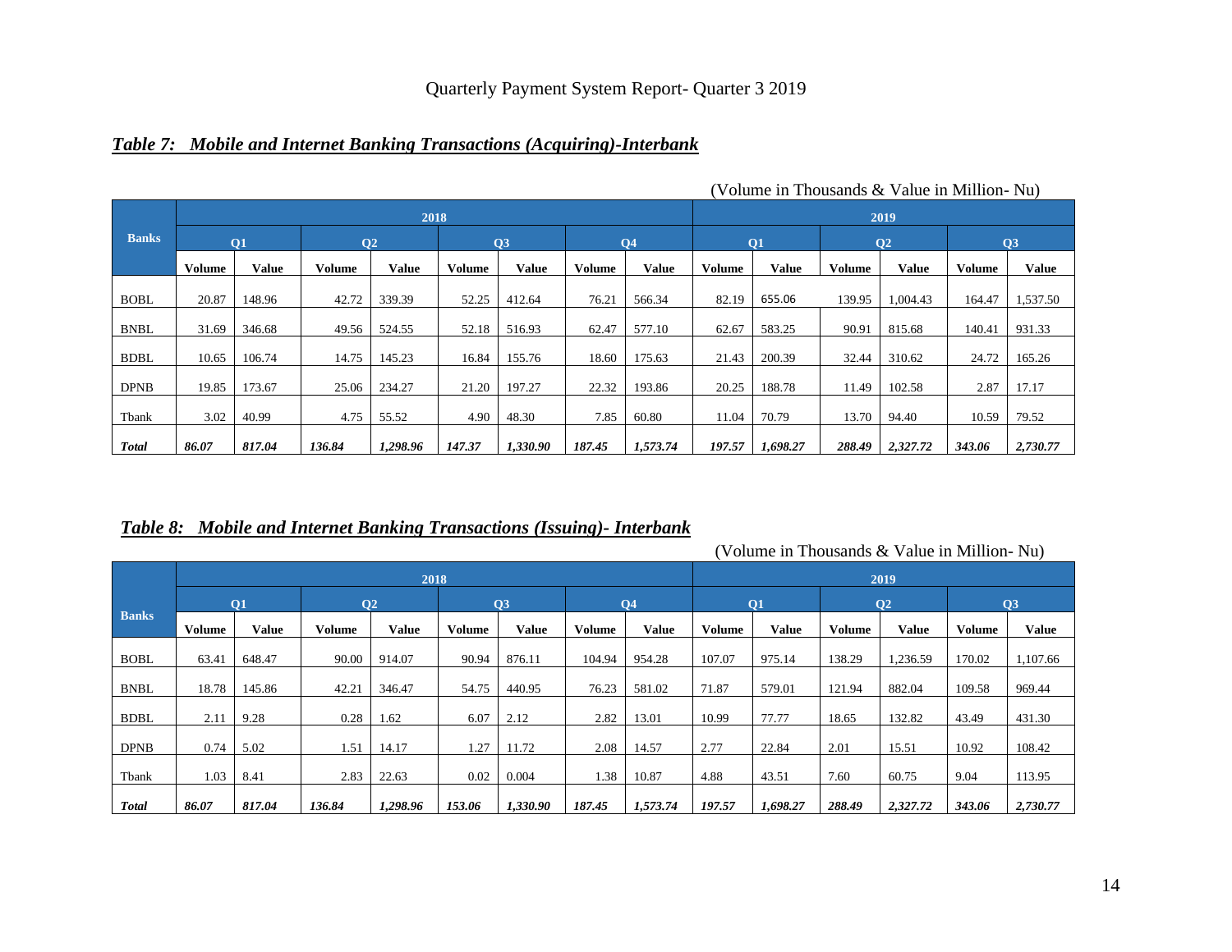*Table 7: Mobile and Internet Banking Transactions (Acquiring)-Interbank*

(Volume in Thousands & Value in Million- Nu)

| Banks | 2018 | | | | | | | | 2019 | | | | | |
|---|---|---|---|---|---|---|---|---|---|---|---|---|---|---|
| | Q1 | | Q2 | | Q3 | | Q4 | | Q1 | | Q2 | | Q3 | |
| | Volume | Value | Volume | Value | Volume | Value | Volume | Value | Volume | Value | Volume | Value | Volume | Value |
| BOBL | 20.87 | 148.96 | 42.72 | 339.39 | 52.25 | 412.64 | 76.21 | 566.34 | 82.19 | 655.06 | 139.95 | 1,004.43 | 164.47 | 1,537.50 |
| BNBL | 31.69 | 346.68 | 49.56 | 524.55 | 52.18 | 516.93 | 62.47 | 577.10 | 62.67 | 583.25 | 90.91 | 815.68 | 140.41 | 931.33 |
| BDBL | 10.65 | 106.74 | 14.75 | 145.23 | 16.84 | 155.76 | 18.60 | 175.63 | 21.43 | 200.39 | 32.44 | 310.62 | 24.72 | 165.26 |
| DPNB | 19.85 | 173.67 | 25.06 | 234.27 | 21.20 | 197.27 | 22.32 | 193.86 | 20.25 | 188.78 | 11.49 | 102.58 | 2.87 | 17.17 |
| Tbank | 3.02 | 40.99 | 4.75 | 55.52 | 4.90 | 48.30 | 7.85 | 60.80 | 11.04 | 70.79 | 13.70 | 94.40 | 10.59 | 79.52 |
| ***Total*** | ***86.07*** | ***817.04*** | ***136.84*** | ***1,298.96*** | ***147.37*** | ***1,330.90*** | ***187.45*** | ***1,573.74*** | ***197.57*** | ***1,698.27*** | ***288.49*** | ***2,327.72*** | ***343.06*** | ***2,730.77*** |

*Table 8: Mobile and Internet Banking Transactions (Issuing)- Interbank*

(Volume in Thousands & Value in Million- Nu)

| Banks | 2018 | | | | | | | | 2019 | | | | | |
|---|---|---|---|---|---|---|---|---|---|---|---|---|---|---|
| | Q1 | | Q2 | | Q3 | | Q4 | | Q1 | | Q2 | | Q3 | |
| | Volume | Value | Volume | Value | Volume | Value | Volume | Value | Volume | Value | Volume | Value | Volume | Value |
| BOBL | 63.41 | 648.47 | 90.00 | 914.07 | 90.94 | 876.11 | 104.94 | 954.28 | 107.07 | 975.14 | 138.29 | 1,236.59 | 170.02 | 1,107.66 |
| BNBL | 18.78 | 145.86 | 42.21 | 346.47 | 54.75 | 440.95 | 76.23 | 581.02 | 71.87 | 579.01 | 121.94 | 882.04 | 109.58 | 969.44 |
| BDBL | 2.11 | 9.28 | 0.28 | 1.62 | 6.07 | 2.12 | 2.82 | 13.01 | 10.99 | 77.77 | 18.65 | 132.82 | 43.49 | 431.30 |
| DPNB | 0.74 | 5.02 | 1.51 | 14.17 | 1.27 | 11.72 | 2.08 | 14.57 | 2.77 | 22.84 | 2.01 | 15.51 | 10.92 | 108.42 |
| Tbank | 1.03 | 8.41 | 2.83 | 22.63 | 0.02 | 0.004 | 1.38 | 10.87 | 4.88 | 43.51 | 7.60 | 60.75 | 9.04 | 113.95 |
| ***Total*** | ***86.07*** | ***817.04*** | ***136.84*** | ***1,298.96*** | ***153.06*** | ***1,330.90*** | ***187.45*** | ***1,573.74*** | ***197.57*** | ***1,698.27*** | ***288.49*** | ***2,327.72*** | ***343.06*** | ***2,730.77*** |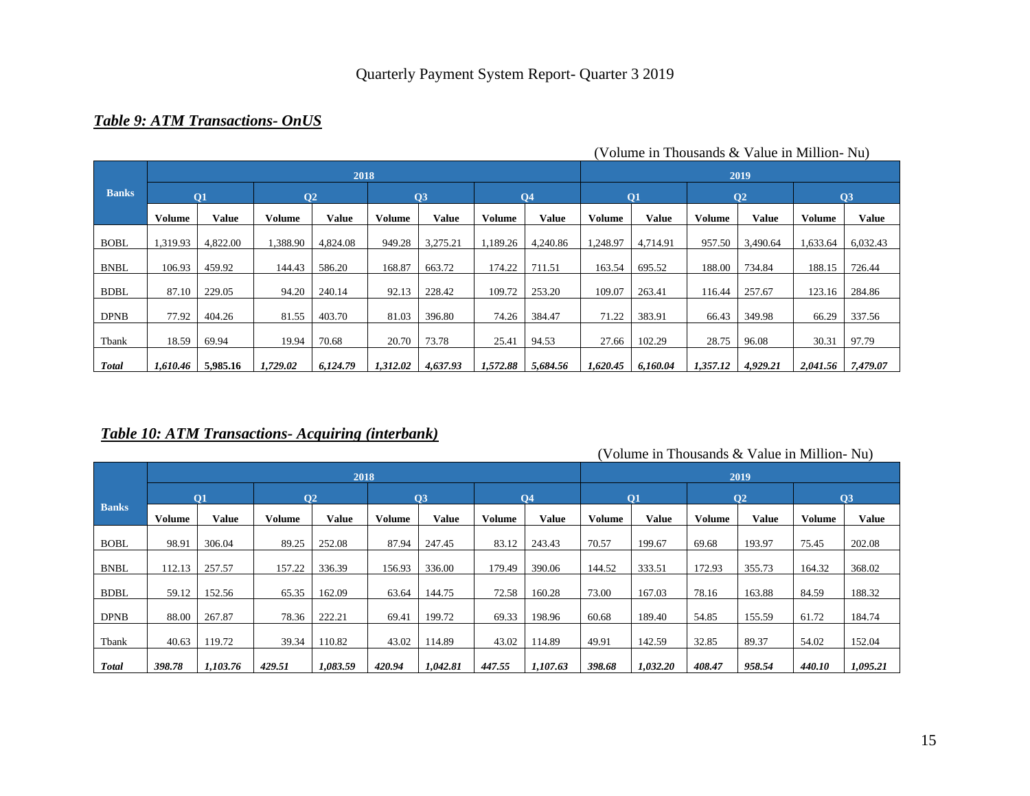### *Table 9: ATM Transactions- OnUS*

(Volume in Thousands & Value in Million- Nu)

| Banks | 2018 | | | | | | | | 2019 | | | | | |
|---|---|---|---|---|---|---|---|---|---|---|---|---|---|---|
| | Q1 | | Q2 | | Q3 | | Q4 | | Q1 | | Q2 | | Q3 | |
| | Volume | Value | Volume | Value | Volume | Value | Volume | Value | Volume | Value | Volume | Value | Volume | Value |
| BOBL | 1,319.93 | 4,822.00 | 1,388.90 | 4,824.08 | 949.28 | 3,275.21 | 1,189.26 | 4,240.86 | 1,248.97 | 4,714.91 | 957.50 | 3,490.64 | 1,633.64 | 6,032.43 |
| BNBL | 106.93 | 459.92 | 144.43 | 586.20 | 168.87 | 663.72 | 174.22 | 711.51 | 163.54 | 695.52 | 188.00 | 734.84 | 188.15 | 726.44 |
| BDBL | 87.10 | 229.05 | 94.20 | 240.14 | 92.13 | 228.42 | 109.72 | 253.20 | 109.07 | 263.41 | 116.44 | 257.67 | 123.16 | 284.86 |
| DPNB | 77.92 | 404.26 | 81.55 | 403.70 | 81.03 | 396.80 | 74.26 | 384.47 | 71.22 | 383.91 | 66.43 | 349.98 | 66.29 | 337.56 |
| Tbank | 18.59 | 69.94 | 19.94 | 70.68 | 20.70 | 73.78 | 25.41 | 94.53 | 27.66 | 102.29 | 28.75 | 96.08 | 30.31 | 97.79 |
| ***Total*** | ***1,610.46*** | ***5,985.16*** | ***1,729.02*** | ***6,124.79*** | ***1,312.02*** | ***4,637.93*** | ***1,572.88*** | ***5,684.56*** | ***1,620.45*** | ***6,160.04*** | ***1,357.12*** | ***4,929.21*** | ***2,041.56*** | ***7,479.07*** |

### *Table 10: ATM Transactions- Acquiring (interbank)*

(Volume in Thousands & Value in Million- Nu)

| Banks | 2018 | | | | | | | | 2019 | | | | | |
|---|---|---|---|---|---|---|---|---|---|---|---|---|---|---|
| | Q1 | | Q2 | | Q3 | | Q4 | | Q1 | | Q2 | | Q3 | |
| | Volume | Value | Volume | Value | Volume | Value | Volume | Value | Volume | Value | Volume | Value | Volume | Value |
| BOBL | 98.91 | 306.04 | 89.25 | 252.08 | 87.94 | 247.45 | 83.12 | 243.43 | 70.57 | 199.67 | 69.68 | 193.97 | 75.45 | 202.08 |
| BNBL | 112.13 | 257.57 | 157.22 | 336.39 | 156.93 | 336.00 | 179.49 | 390.06 | 144.52 | 333.51 | 172.93 | 355.73 | 164.32 | 368.02 |
| BDBL | 59.12 | 152.56 | 65.35 | 162.09 | 63.64 | 144.75 | 72.58 | 160.28 | 73.00 | 167.03 | 78.16 | 163.88 | 84.59 | 188.32 |
| DPNB | 88.00 | 267.87 | 78.36 | 222.21 | 69.41 | 199.72 | 69.33 | 198.96 | 60.68 | 189.40 | 54.85 | 155.59 | 61.72 | 184.74 |
| Tbank | 40.63 | 119.72 | 39.34 | 110.82 | 43.02 | 114.89 | 43.02 | 114.89 | 49.91 | 142.59 | 32.85 | 89.37 | 54.02 | 152.04 |
| ***Total*** | ***398.78*** | ***1,103.76*** | ***429.51*** | ***1,083.59*** | ***420.94*** | ***1,042.81*** | ***447.55*** | ***1,107.63*** | ***398.68*** | ***1,032.20*** | ***408.47*** | ***958.54*** | ***440.10*** | ***1,095.21*** |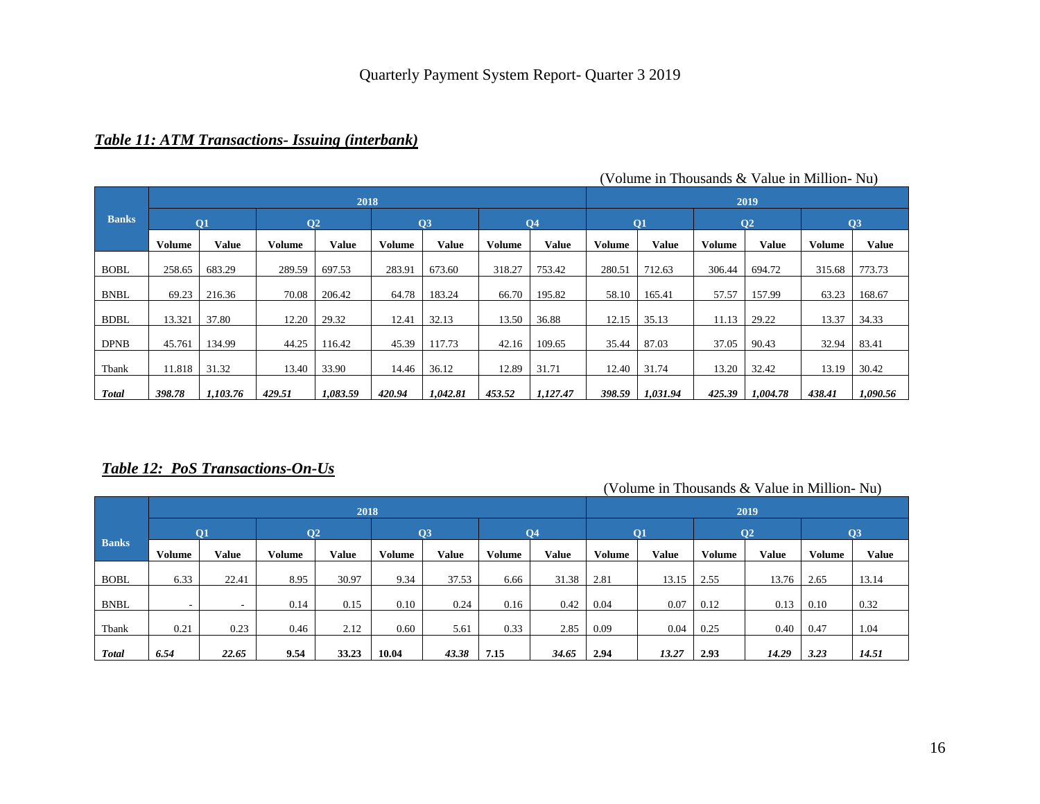## *Table 11: ATM Transactions- Issuing (interbank)*

(Volume in Thousands & Value in Million- Nu)

| Banks | 2018 | | | | | | | | 2019 | | | | | |
|---|---|---|---|---|---|---|---|---|---|---|---|---|---|---|
| | Q1 | | Q2 | | Q3 | | Q4 | | Q1 | | Q2 | | Q3 | |
| | Volume | Value | Volume | Value | Volume | Value | Volume | Value | Volume | Value | Volume | Value | Volume | Value |
| BOBL | 258.65 | 683.29 | 289.59 | 697.53 | 283.91 | 673.60 | 318.27 | 753.42 | 280.51 | 712.63 | 306.44 | 694.72 | 315.68 | 773.73 |
| BNBL | 69.23 | 216.36 | 70.08 | 206.42 | 64.78 | 183.24 | 66.70 | 195.82 | 58.10 | 165.41 | 57.57 | 157.99 | 63.23 | 168.67 |
| BDBL | 13.321 | 37.80 | 12.20 | 29.32 | 12.41 | 32.13 | 13.50 | 36.88 | 12.15 | 35.13 | 11.13 | 29.22 | 13.37 | 34.33 |
| DPNB | 45.761 | 134.99 | 44.25 | 116.42 | 45.39 | 117.73 | 42.16 | 109.65 | 35.44 | 87.03 | 37.05 | 90.43 | 32.94 | 83.41 |
| Tbank | 11.818 | 31.32 | 13.40 | 33.90 | 14.46 | 36.12 | 12.89 | 31.71 | 12.40 | 31.74 | 13.20 | 32.42 | 13.19 | 30.42 |
| ***Total*** | ***398.78*** | ***1,103.76*** | ***429.51*** | ***1,083.59*** | ***420.94*** | ***1,042.81*** | ***453.52*** | ***1,127.47*** | ***398.59*** | ***1,031.94*** | ***425.39*** | ***1,004.78*** | ***438.41*** | ***1,090.56*** |

## *Table 12: PoS Transactions-On-Us*

(Volume in Thousands & Value in Million- Nu)

| Banks | 2018 | | | | | | | | 2019 | | | | | |
|---|---|---|---|---|---|---|---|---|---|---|---|---|---|---|
| | Q1 | | Q2 | | Q3 | | Q4 | | Q1 | | Q2 | | Q3 | |
| | Volume | Value | Volume | Value | Volume | Value | Volume | Value | Volume | Value | Volume | Value | Volume | Value |
| BOBL | 6.33 | 22.41 | 8.95 | 30.97 | 9.34 | 37.53 | 6.66 | 31.38 | 2.81 | 13.15 | 2.55 | 13.76 | 2.65 | 13.14 |
| BNBL | - | - | 0.14 | 0.15 | 0.10 | 0.24 | 0.16 | 0.42 | 0.04 | 0.07 | 0.12 | 0.13 | 0.10 | 0.32 |
| Tbank | 0.21 | 0.23 | 0.46 | 2.12 | 0.60 | 5.61 | 0.33 | 2.85 | 0.09 | 0.04 | 0.25 | 0.40 | 0.47 | 1.04 |
| ***Total*** | ***6.54*** | ***22.65*** | **9.54** | **33.23** | **10.04** | ***43.38*** | **7.15** | ***34.65*** | **2.94** | ***13.27*** | **2.93** | ***14.29*** | ***3.23*** | ***14.51*** |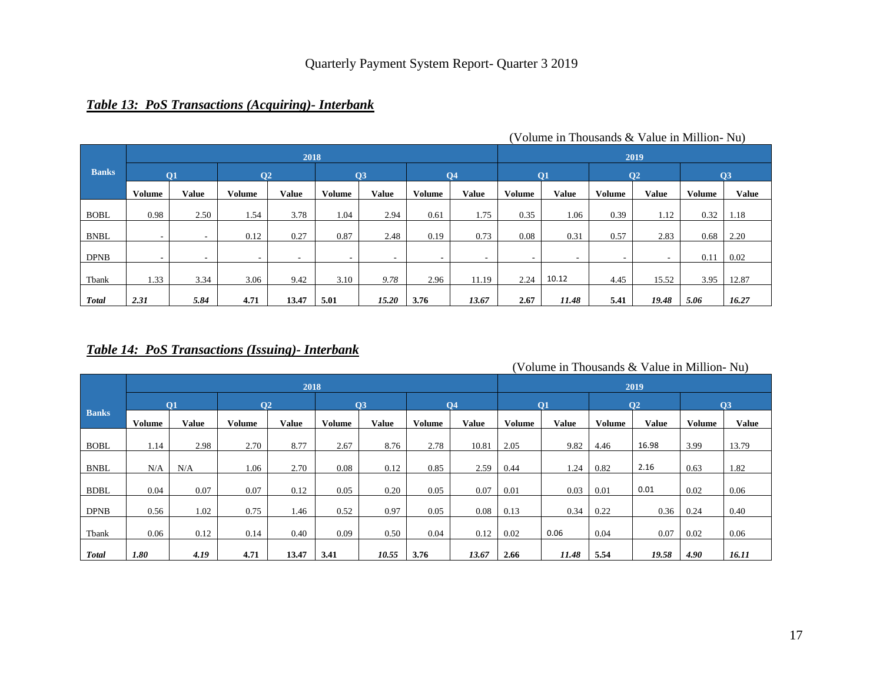Quarterly Payment System Report- Quarter 3 2019

## *Table 13: PoS Transactions (Acquiring)- Interbank*

(Volume in Thousands & Value in Million- Nu)

| Banks | 2018 | | | | | | | | 2019 | | | | | |
|---|---|---|---|---|---|---|---|---|---|---|---|---|---|---|
| | Q1 | | Q2 | | Q3 | | Q4 | | Q1 | | Q2 | | Q3 | |
| | Volume | Value | Volume | Value | Volume | Value | Volume | Value | Volume | Value | Volume | Value | Volume | Value |
| BOBL | 0.98 | 2.50 | 1.54 | 3.78 | 1.04 | 2.94 | 0.61 | 1.75 | 0.35 | 1.06 | 0.39 | 1.12 | 0.32 | 1.18 |
| BNBL | - | - | 0.12 | 0.27 | 0.87 | 2.48 | 0.19 | 0.73 | 0.08 | 0.31 | 0.57 | 2.83 | 0.68 | 2.20 |
| DPNB | - | - | - | - | - | - | - | - | - | - | - | - | 0.11 | 0.02 |
| Tbank | 1.33 | 3.34 | 3.06 | 9.42 | 3.10 | 9.78 | 2.96 | 11.19 | 2.24 | 10.12 | 4.45 | 15.52 | 3.95 | 12.87 |
| ***Total*** | ***2.31*** | ***5.84*** | **4.71** | **13.47** | **5.01** | ***15.20*** | **3.76** | ***13.67*** | **2.67** | ***11.48*** | **5.41** | ***19.48*** | ***5.06*** | ***16.27*** |

## *Table 14: PoS Transactions (Issuing)- Interbank*

(Volume in Thousands & Value in Million- Nu)

| Banks | 2018 | | | | | | | | 2019 | | | | | |
|---|---|---|---|---|---|---|---|---|---|---|---|---|---|---|
| | Q1 | | Q2 | | Q3 | | Q4 | | Q1 | | Q2 | | Q3 | |
| | Volume | Value | Volume | Value | Volume | Value | Volume | Value | Volume | Value | Volume | Value | Volume | Value |
| BOBL | 1.14 | 2.98 | 2.70 | 8.77 | 2.67 | 8.76 | 2.78 | 10.81 | 2.05 | 9.82 | 4.46 | 16.98 | 3.99 | 13.79 |
| BNBL | N/A | N/A | 1.06 | 2.70 | 0.08 | 0.12 | 0.85 | 2.59 | 0.44 | 1.24 | 0.82 | 2.16 | 0.63 | 1.82 |
| BDBL | 0.04 | 0.07 | 0.07 | 0.12 | 0.05 | 0.20 | 0.05 | 0.07 | 0.01 | 0.03 | 0.01 | 0.01 | 0.02 | 0.06 |
| DPNB | 0.56 | 1.02 | 0.75 | 1.46 | 0.52 | 0.97 | 0.05 | 0.08 | 0.13 | 0.34 | 0.22 | 0.36 | 0.24 | 0.40 |
| Tbank | 0.06 | 0.12 | 0.14 | 0.40 | 0.09 | 0.50 | 0.04 | 0.12 | 0.02 | 0.06 | 0.04 | 0.07 | 0.02 | 0.06 |
| ***Total*** | ***1.80*** | ***4.19*** | **4.71** | **13.47** | **3.41** | ***10.55*** | **3.76** | ***13.67*** | **2.66** | ***11.48*** | **5.54** | ***19.58*** | ***4.90*** | ***16.11*** |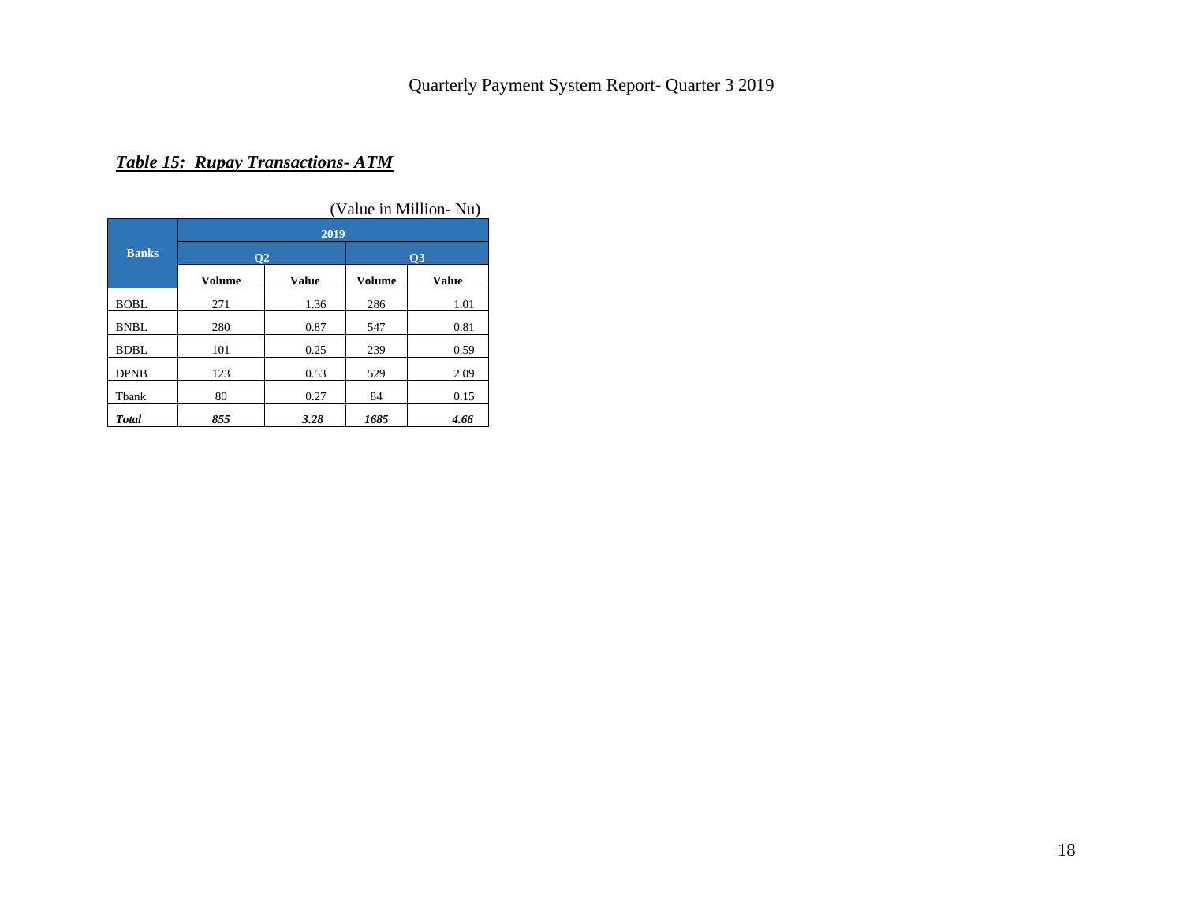***Table 15: Rupay Transactions- ATM***

(Value in Million- Nu)

| Banks | 2019 | | | |
|---|---|---|---|---|
| | Q2 | | Q3 | |
| | **Volume** | **Value** | **Volume** | **Value** |
| BOBL | 271 | 1.36 | 286 | 1.01 |
| BNBL | 280 | 0.87 | 547 | 0.81 |
| BDBL | 101 | 0.25 | 239 | 0.59 |
| DPNB | 123 | 0.53 | 529 | 2.09 |
| Tbank | 80 | 0.27 | 84 | 0.15 |
| ***Total*** | ***855*** | ***3.28*** | ***1685*** | ***4.66*** |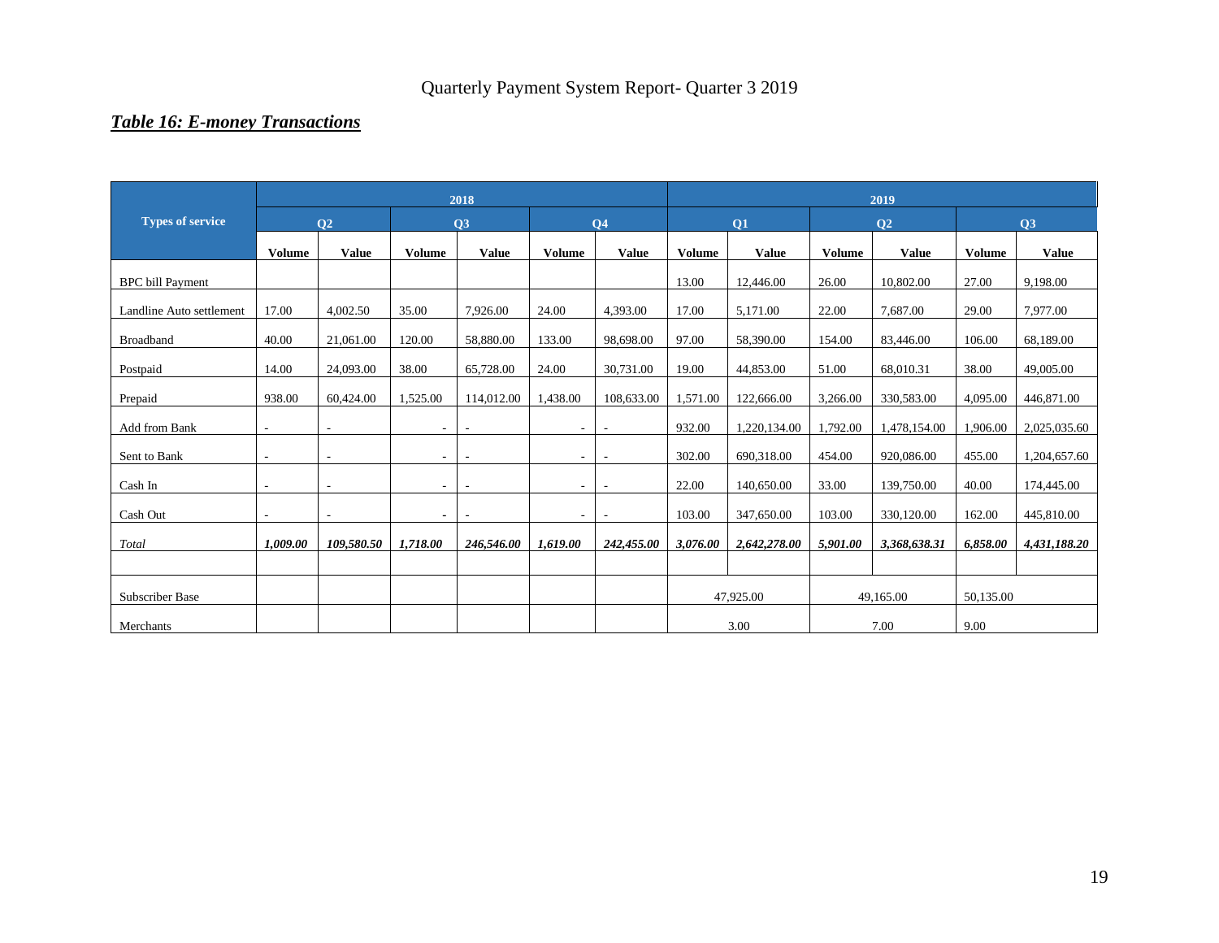Quarterly Payment System Report- Quarter 3 2019

## ***Table 16: E-money Transactions***

| Types of service | 2018 | | | | | | 2019 | | | | | |
|---|---|---|---|---|---|---|---|---|---|---|---|---|
| | Q2 | | Q3 | | Q4 | | Q1 | | Q2 | | Q3 | |
| | Volume | Value | Volume | Value | Volume | Value | Volume | Value | Volume | Value | Volume | Value |
| BPC bill Payment | | | | | | | 13.00 | 12,446.00 | 26.00 | 10,802.00 | 27.00 | 9,198.00 |
| Landline Auto settlement | 17.00 | 4,002.50 | 35.00 | 7,926.00 | 24.00 | 4,393.00 | 17.00 | 5,171.00 | 22.00 | 7,687.00 | 29.00 | 7,977.00 |
| Broadband | 40.00 | 21,061.00 | 120.00 | 58,880.00 | 133.00 | 98,698.00 | 97.00 | 58,390.00 | 154.00 | 83,446.00 | 106.00 | 68,189.00 |
| Postpaid | 14.00 | 24,093.00 | 38.00 | 65,728.00 | 24.00 | 30,731.00 | 19.00 | 44,853.00 | 51.00 | 68,010.31 | 38.00 | 49,005.00 |
| Prepaid | 938.00 | 60,424.00 | 1,525.00 | 114,012.00 | 1,438.00 | 108,633.00 | 1,571.00 | 122,666.00 | 3,266.00 | 330,583.00 | 4,095.00 | 446,871.00 |
| Add from Bank | - | - | - | - | - | - | 932.00 | 1,220,134.00 | 1,792.00 | 1,478,154.00 | 1,906.00 | 2,025,035.60 |
| Sent to Bank | - | - | - | - | - | - | 302.00 | 690,318.00 | 454.00 | 920,086.00 | 455.00 | 1,204,657.60 |
| Cash In | - | - | - | - | - | - | 22.00 | 140,650.00 | 33.00 | 139,750.00 | 40.00 | 174,445.00 |
| Cash Out | - | - | - | - | - | - | 103.00 | 347,650.00 | 103.00 | 330,120.00 | 162.00 | 445,810.00 |
| *Total* | ***1,009.00*** | ***109,580.50*** | ***1,718.00*** | ***246,546.00*** | ***1,619.00*** | ***242,455.00*** | ***3,076.00*** | ***2,642,278.00*** | ***5,901.00*** | ***3,368,638.31*** | ***6,858.00*** | ***4,431,188.20*** |
| | | | | | | | | | | | | |
| Subscriber Base | | | | | | | 47,925.00 | | 49,165.00 | | 50,135.00 | |
| Merchants | | | | | | | 3.00 | | 7.00 | | 9.00 | |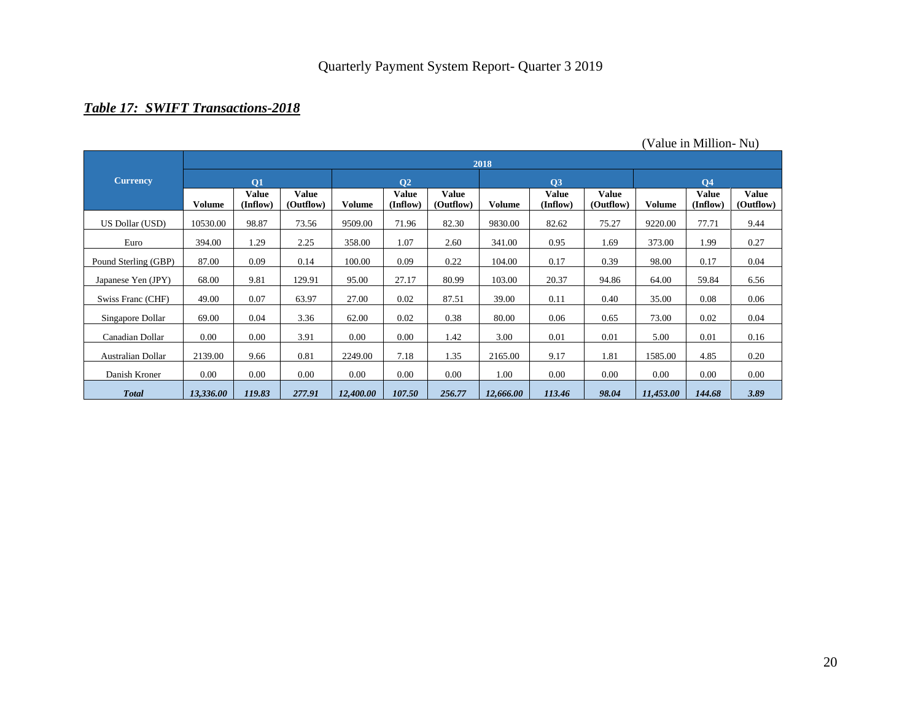Quarterly Payment System Report- Quarter 3 2019

***Table 17: SWIFT Transactions-2018***

(Value in Million- Nu)

| Currency | 2018 | | | | | | | | | | | |
|---|---|---|---|---|---|---|---|---|---|---|---|---|
| | Q1 | | | Q2 | | | Q3 | | | Q4 | | |
| | Volume | Value (Inflow) | Value (Outflow) | Volume | Value (Inflow) | Value (Outflow) | Volume | Value (Inflow) | Value (Outflow) | Volume | Value (Inflow) | Value (Outflow) |
| US Dollar (USD) | 10530.00 | 98.87 | 73.56 | 9509.00 | 71.96 | 82.30 | 9830.00 | 82.62 | 75.27 | 9220.00 | 77.71 | 9.44 |
| Euro | 394.00 | 1.29 | 2.25 | 358.00 | 1.07 | 2.60 | 341.00 | 0.95 | 1.69 | 373.00 | 1.99 | 0.27 |
| Pound Sterling (GBP) | 87.00 | 0.09 | 0.14 | 100.00 | 0.09 | 0.22 | 104.00 | 0.17 | 0.39 | 98.00 | 0.17 | 0.04 |
| Japanese Yen (JPY) | 68.00 | 9.81 | 129.91 | 95.00 | 27.17 | 80.99 | 103.00 | 20.37 | 94.86 | 64.00 | 59.84 | 6.56 |
| Swiss Franc (CHF) | 49.00 | 0.07 | 63.97 | 27.00 | 0.02 | 87.51 | 39.00 | 0.11 | 0.40 | 35.00 | 0.08 | 0.06 |
| Singapore Dollar | 69.00 | 0.04 | 3.36 | 62.00 | 0.02 | 0.38 | 80.00 | 0.06 | 0.65 | 73.00 | 0.02 | 0.04 |
| Canadian Dollar | 0.00 | 0.00 | 3.91 | 0.00 | 0.00 | 1.42 | 3.00 | 0.01 | 0.01 | 5.00 | 0.01 | 0.16 |
| Australian Dollar | 2139.00 | 9.66 | 0.81 | 2249.00 | 7.18 | 1.35 | 2165.00 | 9.17 | 1.81 | 1585.00 | 4.85 | 0.20 |
| Danish Kroner | 0.00 | 0.00 | 0.00 | 0.00 | 0.00 | 0.00 | 1.00 | 0.00 | 0.00 | 0.00 | 0.00 | 0.00 |
| ***Total*** | ***13,336.00*** | ***119.83*** | ***277.91*** | ***12,400.00*** | ***107.50*** | ***256.77*** | ***12,666.00*** | ***113.46*** | ***98.04*** | ***11,453.00*** | ***144.68*** | ***3.89*** |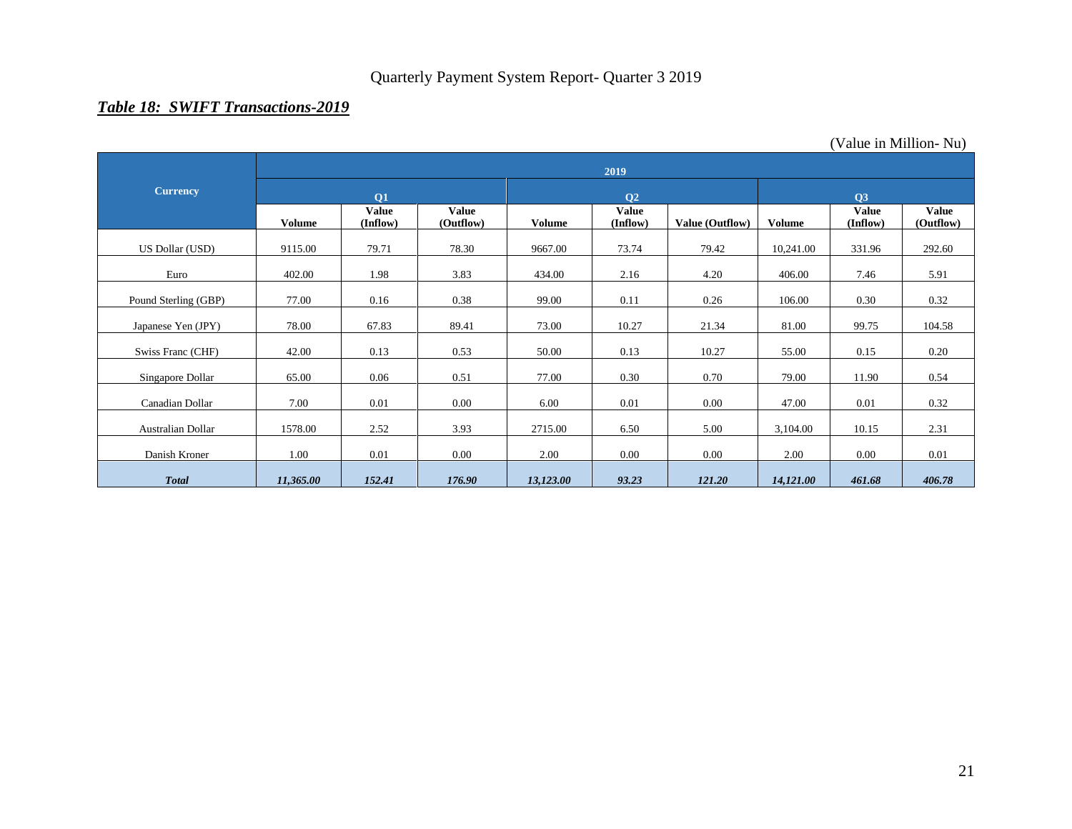Quarterly Payment System Report- Quarter 3 2019

## ***Table 18: SWIFT Transactions-2019***

(Value in Million- Nu)

| Currency | 2019 | | | | | | | | |
|---|---|---|---|---|---|---|---|---|---|
| | Q1 | | | Q2 | | | Q3 | | |
| | Volume | Value (Inflow) | Value (Outflow) | Volume | Value (Inflow) | Value (Outflow) | Volume | Value (Inflow) | Value (Outflow) |
| US Dollar (USD) | 9115.00 | 79.71 | 78.30 | 9667.00 | 73.74 | 79.42 | 10,241.00 | 331.96 | 292.60 |
| Euro | 402.00 | 1.98 | 3.83 | 434.00 | 2.16 | 4.20 | 406.00 | 7.46 | 5.91 |
| Pound Sterling (GBP) | 77.00 | 0.16 | 0.38 | 99.00 | 0.11 | 0.26 | 106.00 | 0.30 | 0.32 |
| Japanese Yen (JPY) | 78.00 | 67.83 | 89.41 | 73.00 | 10.27 | 21.34 | 81.00 | 99.75 | 104.58 |
| Swiss Franc (CHF) | 42.00 | 0.13 | 0.53 | 50.00 | 0.13 | 10.27 | 55.00 | 0.15 | 0.20 |
| Singapore Dollar | 65.00 | 0.06 | 0.51 | 77.00 | 0.30 | 0.70 | 79.00 | 11.90 | 0.54 |
| Canadian Dollar | 7.00 | 0.01 | 0.00 | 6.00 | 0.01 | 0.00 | 47.00 | 0.01 | 0.32 |
| Australian Dollar | 1578.00 | 2.52 | 3.93 | 2715.00 | 6.50 | 5.00 | 3,104.00 | 10.15 | 2.31 |
| Danish Kroner | 1.00 | 0.01 | 0.00 | 2.00 | 0.00 | 0.00 | 2.00 | 0.00 | 0.01 |
| ***Total*** | ***11,365.00*** | ***152.41*** | ***176.90*** | ***13,123.00*** | ***93.23*** | ***121.20*** | ***14,121.00*** | ***461.68*** | ***406.78*** |